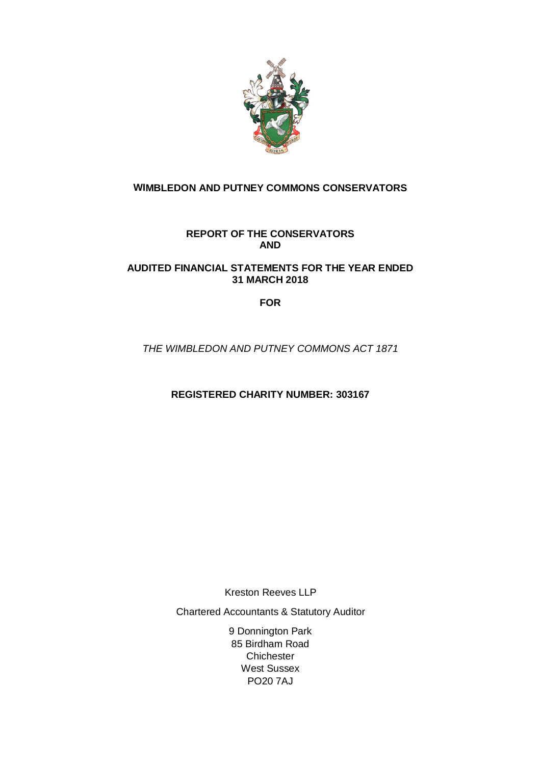# WIMBLEDON AND PUTNEY COMMONS CONSERVATORS

**REPORT OF THE CONSERVATORS**
**AND**

**AUDITED FINANCIAL STATEMENTS FOR THE YEAR ENDED**
**31 MARCH 2018**

**FOR**

*THE WIMBLEDON AND PUTNEY COMMONS ACT 1871*

**REGISTERED CHARITY NUMBER: 303167**

Kreston Reeves LLP

Chartered Accountants & Statutory Auditor

9 Donnington Park
85 Birdham Road
Chichester
West Sussex
PO20 7AJ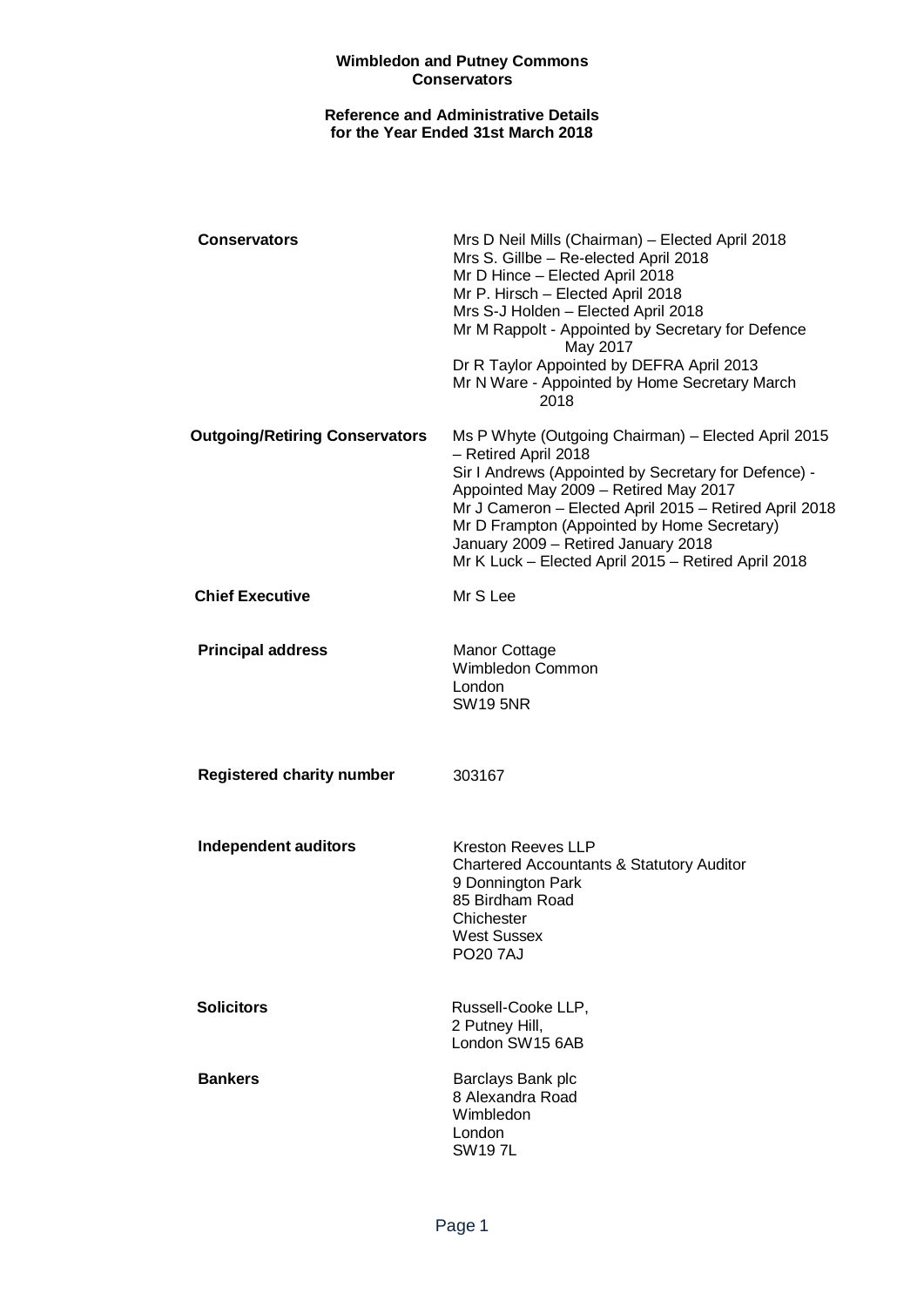# Wimbledon and Putney Commons Conservators

## Reference and Administrative Details for the Year Ended 31st March 2018

**Conservators**

Mrs D Neil Mills (Chairman) – Elected April 2018
Mrs S. Gillbe – Re-elected April 2018
Mr D Hince – Elected April 2018
Mr P. Hirsch – Elected April 2018
Mrs S-J Holden – Elected April 2018
Mr M Rappolt - Appointed by Secretary for Defence May 2017
Dr R Taylor Appointed by DEFRA April 2013
Mr N Ware - Appointed by Home Secretary March 2018

**Outgoing/Retiring Conservators**

Ms P Whyte (Outgoing Chairman) – Elected April 2015 – Retired April 2018
Sir I Andrews (Appointed by Secretary for Defence) - Appointed May 2009 – Retired May 2017
Mr J Cameron – Elected April 2015 – Retired April 2018
Mr D Frampton (Appointed by Home Secretary) January 2009 – Retired January 2018
Mr K Luck – Elected April 2015 – Retired April 2018

**Chief Executive**

Mr S Lee

**Principal address**

Manor Cottage
Wimbledon Common
London
SW19 5NR

**Registered charity number**

303167

**Independent auditors**

Kreston Reeves LLP
Chartered Accountants & Statutory Auditor
9 Donnington Park
85 Birdham Road
Chichester
West Sussex
PO20 7AJ

**Solicitors**

Russell-Cooke LLP,
2 Putney Hill,
London SW15 6AB

**Bankers**

Barclays Bank plc
8 Alexandra Road
Wimbledon
London
SW19 7L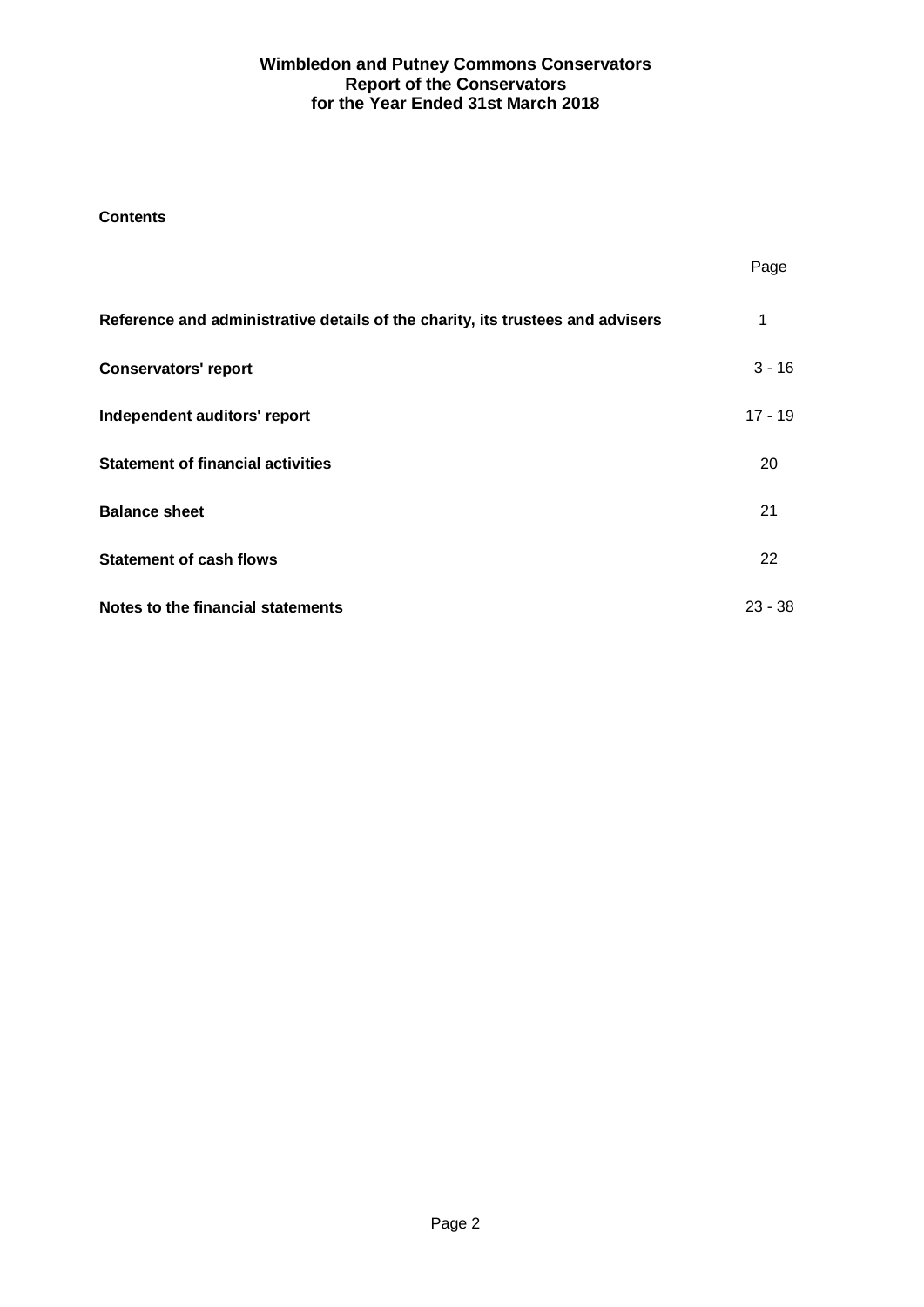# Wimbledon and Putney Commons Conservators
## Report of the Conservators
## for the Year Ended 31st March 2018

**Contents**

| | Page |
|---|---|
| **Reference and administrative details of the charity, its trustees and advisers** | 1 |
| **Conservators' report** | 3 - 16 |
| **Independent auditors' report** | 17 - 19 |
| **Statement of financial activities** | 20 |
| **Balance sheet** | 21 |
| **Statement of cash flows** | 22 |
| **Notes to the financial statements** | 23 - 38 |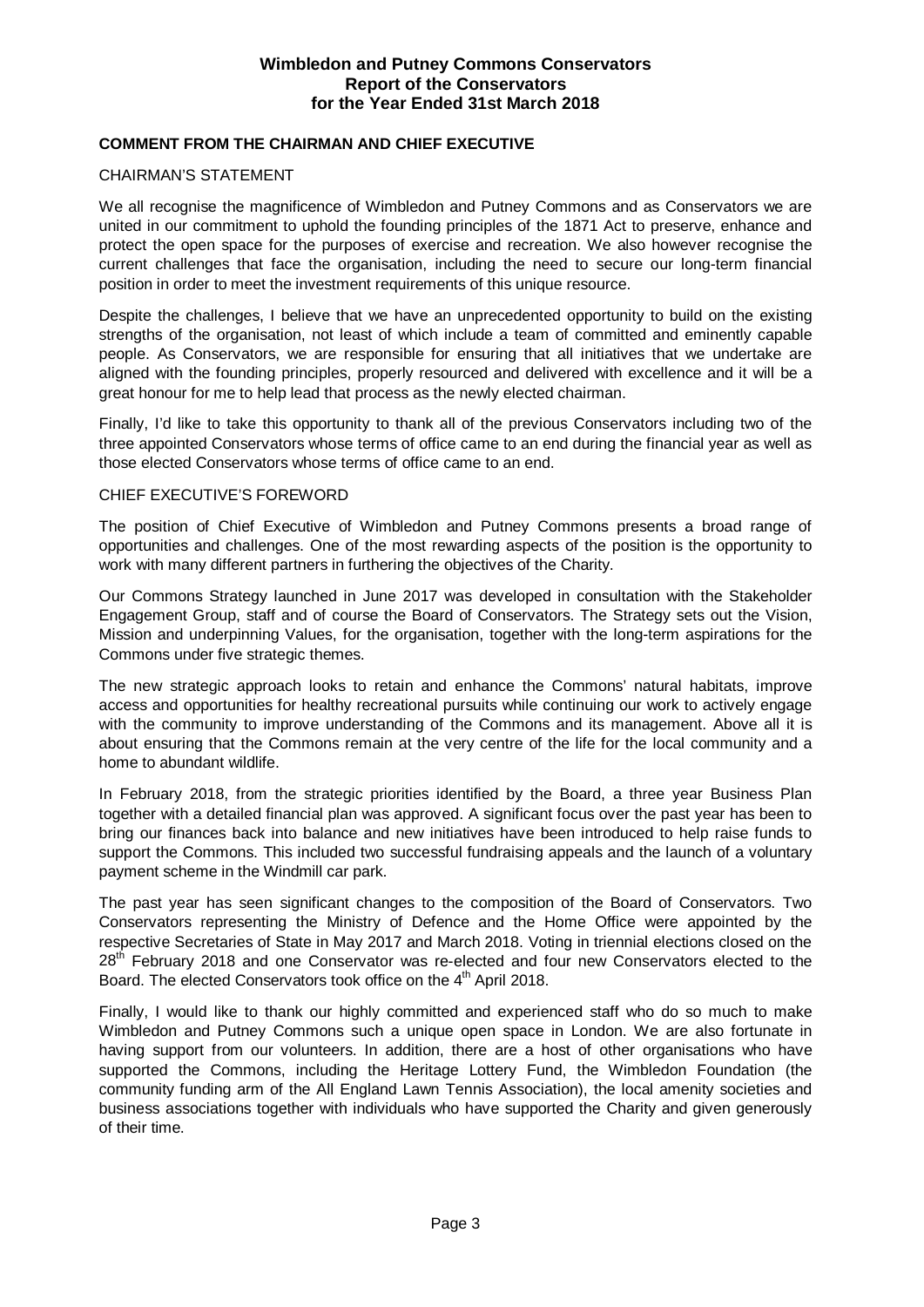**COMMENT FROM THE CHAIRMAN AND CHIEF EXECUTIVE**

CHAIRMAN'S STATEMENT

We all recognise the magnificence of Wimbledon and Putney Commons and as Conservators we are united in our commitment to uphold the founding principles of the 1871 Act to preserve, enhance and protect the open space for the purposes of exercise and recreation. We also however recognise the current challenges that face the organisation, including the need to secure our long-term financial position in order to meet the investment requirements of this unique resource.

Despite the challenges, I believe that we have an unprecedented opportunity to build on the existing strengths of the organisation, not least of which include a team of committed and eminently capable people. As Conservators, we are responsible for ensuring that all initiatives that we undertake are aligned with the founding principles, properly resourced and delivered with excellence and it will be a great honour for me to help lead that process as the newly elected chairman.

Finally, I'd like to take this opportunity to thank all of the previous Conservators including two of the three appointed Conservators whose terms of office came to an end during the financial year as well as those elected Conservators whose terms of office came to an end.

CHIEF EXECUTIVE'S FOREWORD

The position of Chief Executive of Wimbledon and Putney Commons presents a broad range of opportunities and challenges. One of the most rewarding aspects of the position is the opportunity to work with many different partners in furthering the objectives of the Charity.

Our Commons Strategy launched in June 2017 was developed in consultation with the Stakeholder Engagement Group, staff and of course the Board of Conservators. The Strategy sets out the Vision, Mission and underpinning Values, for the organisation, together with the long-term aspirations for the Commons under five strategic themes.

The new strategic approach looks to retain and enhance the Commons' natural habitats, improve access and opportunities for healthy recreational pursuits while continuing our work to actively engage with the community to improve understanding of the Commons and its management. Above all it is about ensuring that the Commons remain at the very centre of the life for the local community and a home to abundant wildlife.

In February 2018, from the strategic priorities identified by the Board, a three year Business Plan together with a detailed financial plan was approved. A significant focus over the past year has been to bring our finances back into balance and new initiatives have been introduced to help raise funds to support the Commons. This included two successful fundraising appeals and the launch of a voluntary payment scheme in the Windmill car park.

The past year has seen significant changes to the composition of the Board of Conservators. Two Conservators representing the Ministry of Defence and the Home Office were appointed by the respective Secretaries of State in May 2017 and March 2018. Voting in triennial elections closed on the 28th February 2018 and one Conservator was re-elected and four new Conservators elected to the Board. The elected Conservators took office on the 4th April 2018.

Finally, I would like to thank our highly committed and experienced staff who do so much to make Wimbledon and Putney Commons such a unique open space in London. We are also fortunate in having support from our volunteers. In addition, there are a host of other organisations who have supported the Commons, including the Heritage Lottery Fund, the Wimbledon Foundation (the community funding arm of the All England Lawn Tennis Association), the local amenity societies and business associations together with individuals who have supported the Charity and given generously of their time.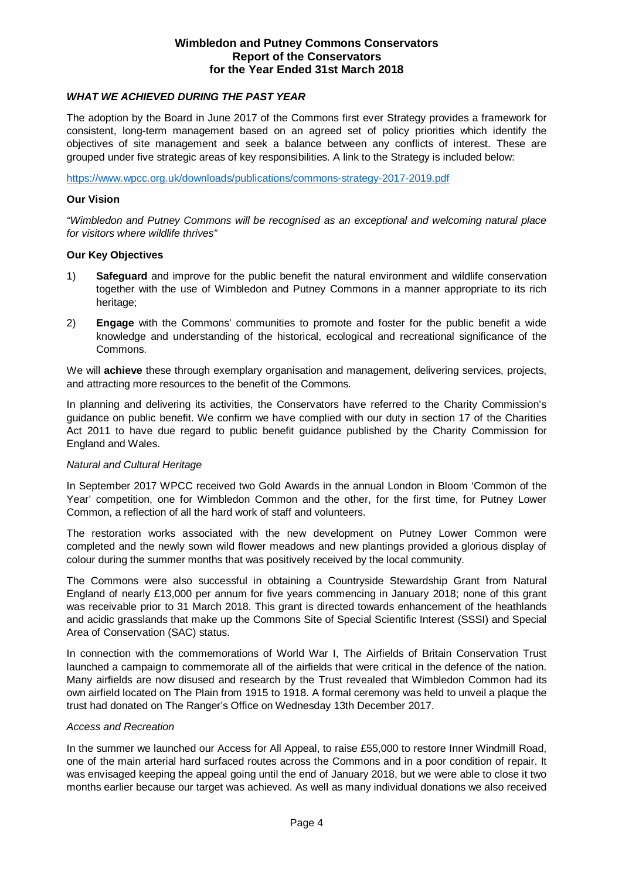## *WHAT WE ACHIEVED DURING THE PAST YEAR*

The adoption by the Board in June 2017 of the Commons first ever Strategy provides a framework for consistent, long-term management based on an agreed set of policy priorities which identify the objectives of site management and seek a balance between any conflicts of interest. These are grouped under five strategic areas of key responsibilities. A link to the Strategy is included below:

https://www.wpcc.org.uk/downloads/publications/commons-strategy-2017-2019.pdf

**Our Vision**

*"Wimbledon and Putney Commons will be recognised as an exceptional and welcoming natural place for visitors where wildlife thrives"*

**Our Key Objectives**

1) **Safeguard** and improve for the public benefit the natural environment and wildlife conservation together with the use of Wimbledon and Putney Commons in a manner appropriate to its rich heritage;

2) **Engage** with the Commons' communities to promote and foster for the public benefit a wide knowledge and understanding of the historical, ecological and recreational significance of the Commons.

We will **achieve** these through exemplary organisation and management, delivering services, projects, and attracting more resources to the benefit of the Commons.

In planning and delivering its activities, the Conservators have referred to the Charity Commission's guidance on public benefit. We confirm we have complied with our duty in section 17 of the Charities Act 2011 to have due regard to public benefit guidance published by the Charity Commission for England and Wales.

*Natural and Cultural Heritage*

In September 2017 WPCC received two Gold Awards in the annual London in Bloom 'Common of the Year' competition, one for Wimbledon Common and the other, for the first time, for Putney Lower Common, a reflection of all the hard work of staff and volunteers.

The restoration works associated with the new development on Putney Lower Common were completed and the newly sown wild flower meadows and new plantings provided a glorious display of colour during the summer months that was positively received by the local community.

The Commons were also successful in obtaining a Countryside Stewardship Grant from Natural England of nearly £13,000 per annum for five years commencing in January 2018; none of this grant was receivable prior to 31 March 2018. This grant is directed towards enhancement of the heathlands and acidic grasslands that make up the Commons Site of Special Scientific Interest (SSSI) and Special Area of Conservation (SAC) status.

In connection with the commemorations of World War I, The Airfields of Britain Conservation Trust launched a campaign to commemorate all of the airfields that were critical in the defence of the nation. Many airfields are now disused and research by the Trust revealed that Wimbledon Common had its own airfield located on The Plain from 1915 to 1918. A formal ceremony was held to unveil a plaque the trust had donated on The Ranger's Office on Wednesday 13th December 2017.

*Access and Recreation*

In the summer we launched our Access for All Appeal, to raise £55,000 to restore Inner Windmill Road, one of the main arterial hard surfaced routes across the Commons and in a poor condition of repair. It was envisaged keeping the appeal going until the end of January 2018, but we were able to close it two months earlier because our target was achieved. As well as many individual donations we also received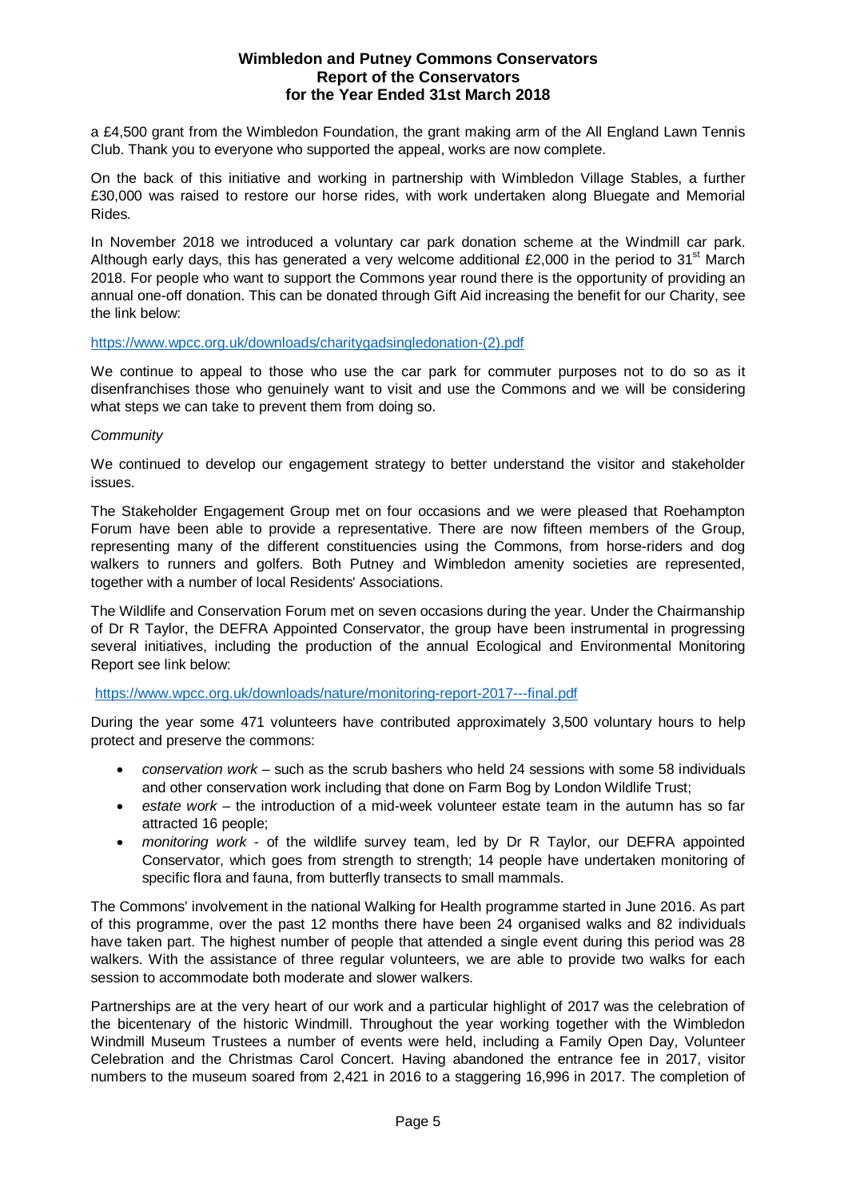a £4,500 grant from the Wimbledon Foundation, the grant making arm of the All England Lawn Tennis Club. Thank you to everyone who supported the appeal, works are now complete.

On the back of this initiative and working in partnership with Wimbledon Village Stables, a further £30,000 was raised to restore our horse rides, with work undertaken along Bluegate and Memorial Rides.

In November 2018 we introduced a voluntary car park donation scheme at the Windmill car park. Although early days, this has generated a very welcome additional £2,000 in the period to 31st March 2018. For people who want to support the Commons year round there is the opportunity of providing an annual one-off donation. This can be donated through Gift Aid increasing the benefit for our Charity, see the link below:

https://www.wpcc.org.uk/downloads/charitygadsingledonation-(2).pdf

We continue to appeal to those who use the car park for commuter purposes not to do so as it disenfranchises those who genuinely want to visit and use the Commons and we will be considering what steps we can take to prevent them from doing so.

*Community*

We continued to develop our engagement strategy to better understand the visitor and stakeholder issues.

The Stakeholder Engagement Group met on four occasions and we were pleased that Roehampton Forum have been able to provide a representative. There are now fifteen members of the Group, representing many of the different constituencies using the Commons, from horse-riders and dog walkers to runners and golfers. Both Putney and Wimbledon amenity societies are represented, together with a number of local Residents' Associations.

The Wildlife and Conservation Forum met on seven occasions during the year. Under the Chairmanship of Dr R Taylor, the DEFRA Appointed Conservator, the group have been instrumental in progressing several initiatives, including the production of the annual Ecological and Environmental Monitoring Report see link below:

https://www.wpcc.org.uk/downloads/nature/monitoring-report-2017---final.pdf

During the year some 471 volunteers have contributed approximately 3,500 voluntary hours to help protect and preserve the commons:

- *conservation work* – such as the scrub bashers who held 24 sessions with some 58 individuals and other conservation work including that done on Farm Bog by London Wildlife Trust;
- *estate work* – the introduction of a mid-week volunteer estate team in the autumn has so far attracted 16 people;
- *monitoring work* - of the wildlife survey team, led by Dr R Taylor, our DEFRA appointed Conservator, which goes from strength to strength; 14 people have undertaken monitoring of specific flora and fauna, from butterfly transects to small mammals.

The Commons' involvement in the national Walking for Health programme started in June 2016. As part of this programme, over the past 12 months there have been 24 organised walks and 82 individuals have taken part. The highest number of people that attended a single event during this period was 28 walkers. With the assistance of three regular volunteers, we are able to provide two walks for each session to accommodate both moderate and slower walkers.

Partnerships are at the very heart of our work and a particular highlight of 2017 was the celebration of the bicentenary of the historic Windmill. Throughout the year working together with the Wimbledon Windmill Museum Trustees a number of events were held, including a Family Open Day, Volunteer Celebration and the Christmas Carol Concert. Having abandoned the entrance fee in 2017, visitor numbers to the museum soared from 2,421 in 2016 to a staggering 16,996 in 2017. The completion of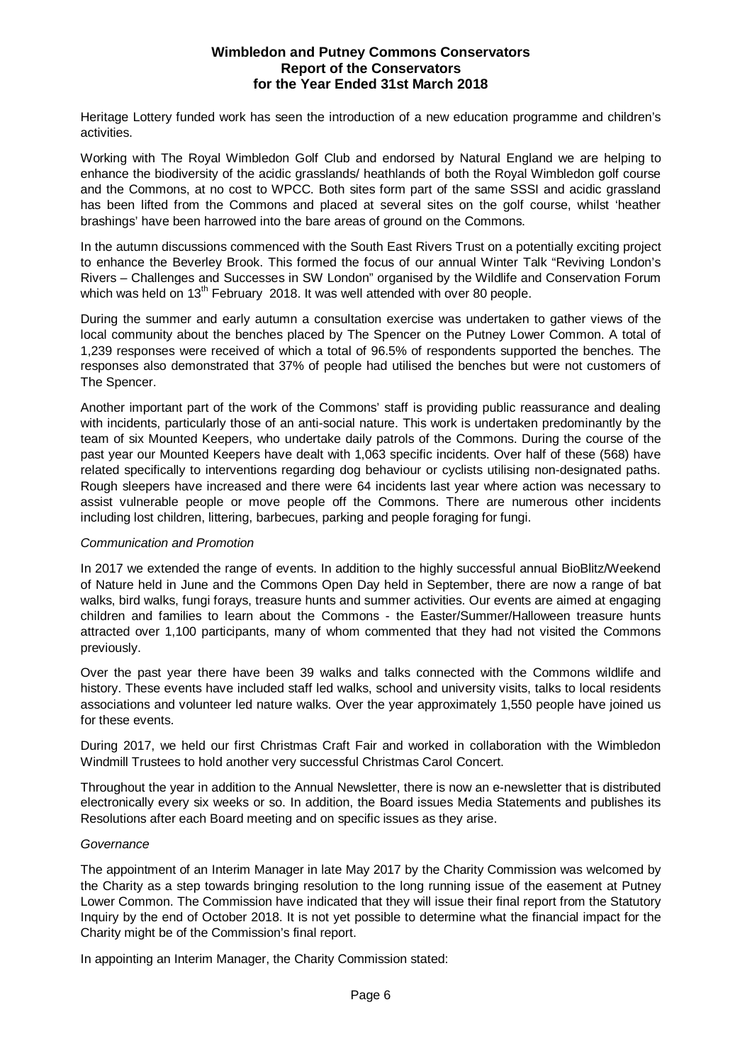Heritage Lottery funded work has seen the introduction of a new education programme and children's activities.

Working with The Royal Wimbledon Golf Club and endorsed by Natural England we are helping to enhance the biodiversity of the acidic grasslands/ heathlands of both the Royal Wimbledon golf course and the Commons, at no cost to WPCC. Both sites form part of the same SSSI and acidic grassland has been lifted from the Commons and placed at several sites on the golf course, whilst 'heather brashings' have been harrowed into the bare areas of ground on the Commons.

In the autumn discussions commenced with the South East Rivers Trust on a potentially exciting project to enhance the Beverley Brook. This formed the focus of our annual Winter Talk "Reviving London's Rivers – Challenges and Successes in SW London" organised by the Wildlife and Conservation Forum which was held on 13th February 2018. It was well attended with over 80 people.

During the summer and early autumn a consultation exercise was undertaken to gather views of the local community about the benches placed by The Spencer on the Putney Lower Common. A total of 1,239 responses were received of which a total of 96.5% of respondents supported the benches. The responses also demonstrated that 37% of people had utilised the benches but were not customers of The Spencer.

Another important part of the work of the Commons' staff is providing public reassurance and dealing with incidents, particularly those of an anti-social nature. This work is undertaken predominantly by the team of six Mounted Keepers, who undertake daily patrols of the Commons. During the course of the past year our Mounted Keepers have dealt with 1,063 specific incidents. Over half of these (568) have related specifically to interventions regarding dog behaviour or cyclists utilising non-designated paths. Rough sleepers have increased and there were 64 incidents last year where action was necessary to assist vulnerable people or move people off the Commons. There are numerous other incidents including lost children, littering, barbecues, parking and people foraging for fungi.

*Communication and Promotion*

In 2017 we extended the range of events. In addition to the highly successful annual BioBlitz/Weekend of Nature held in June and the Commons Open Day held in September, there are now a range of bat walks, bird walks, fungi forays, treasure hunts and summer activities. Our events are aimed at engaging children and families to learn about the Commons - the Easter/Summer/Halloween treasure hunts attracted over 1,100 participants, many of whom commented that they had not visited the Commons previously.

Over the past year there have been 39 walks and talks connected with the Commons wildlife and history. These events have included staff led walks, school and university visits, talks to local residents associations and volunteer led nature walks. Over the year approximately 1,550 people have joined us for these events.

During 2017, we held our first Christmas Craft Fair and worked in collaboration with the Wimbledon Windmill Trustees to hold another very successful Christmas Carol Concert.

Throughout the year in addition to the Annual Newsletter, there is now an e-newsletter that is distributed electronically every six weeks or so. In addition, the Board issues Media Statements and publishes its Resolutions after each Board meeting and on specific issues as they arise.

*Governance*

The appointment of an Interim Manager in late May 2017 by the Charity Commission was welcomed by the Charity as a step towards bringing resolution to the long running issue of the easement at Putney Lower Common. The Commission have indicated that they will issue their final report from the Statutory Inquiry by the end of October 2018. It is not yet possible to determine what the financial impact for the Charity might be of the Commission's final report.

In appointing an Interim Manager, the Charity Commission stated: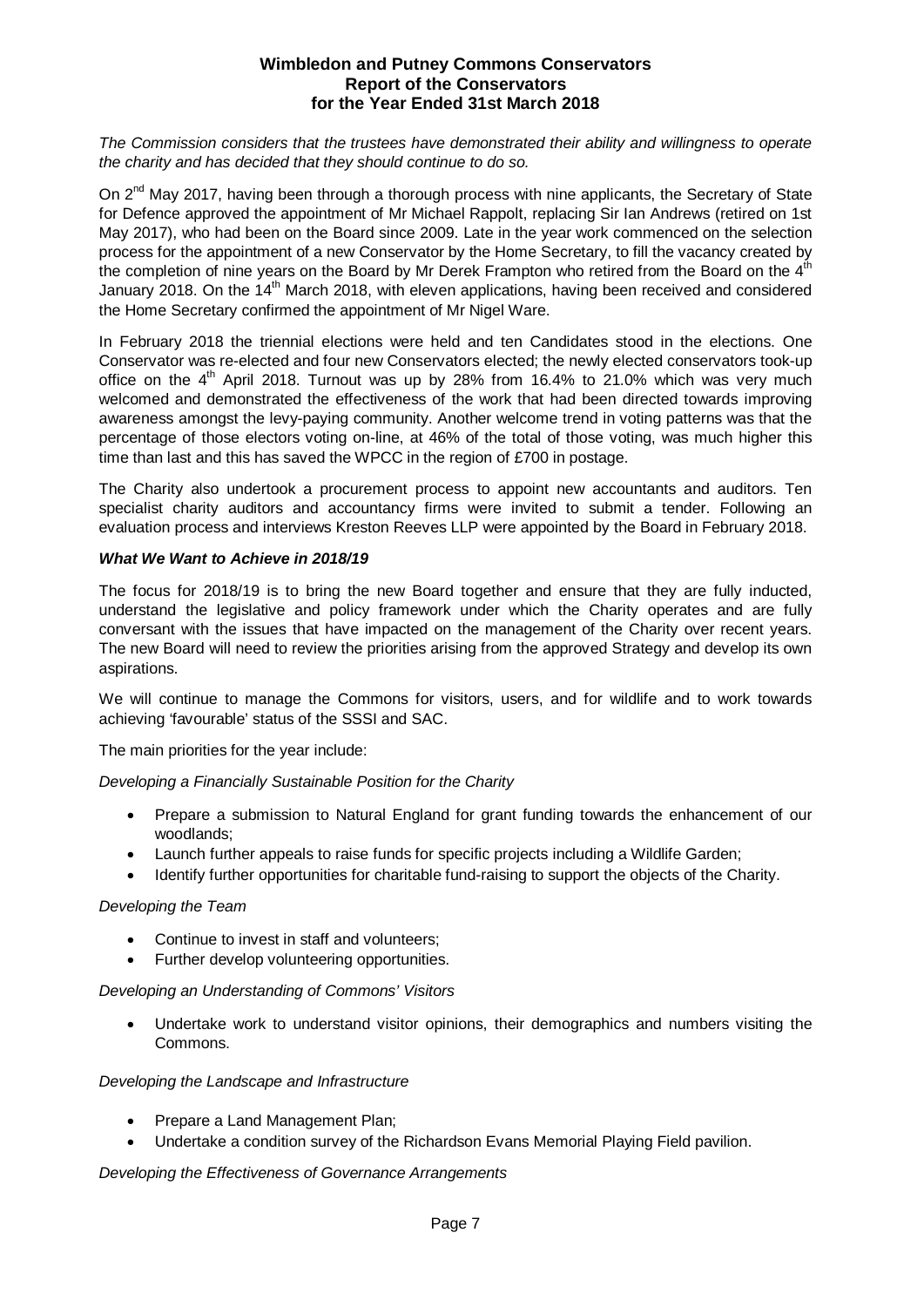*The Commission considers that the trustees have demonstrated their ability and willingness to operate the charity and has decided that they should continue to do so.*

On 2nd May 2017, having been through a thorough process with nine applicants, the Secretary of State for Defence approved the appointment of Mr Michael Rappolt, replacing Sir Ian Andrews (retired on 1st May 2017), who had been on the Board since 2009. Late in the year work commenced on the selection process for the appointment of a new Conservator by the Home Secretary, to fill the vacancy created by the completion of nine years on the Board by Mr Derek Frampton who retired from the Board on the 4th January 2018. On the 14th March 2018, with eleven applications, having been received and considered the Home Secretary confirmed the appointment of Mr Nigel Ware.

In February 2018 the triennial elections were held and ten Candidates stood in the elections. One Conservator was re-elected and four new Conservators elected; the newly elected conservators took-up office on the 4th April 2018. Turnout was up by 28% from 16.4% to 21.0% which was very much welcomed and demonstrated the effectiveness of the work that had been directed towards improving awareness amongst the levy-paying community. Another welcome trend in voting patterns was that the percentage of those electors voting on-line, at 46% of the total of those voting, was much higher this time than last and this has saved the WPCC in the region of £700 in postage.

The Charity also undertook a procurement process to appoint new accountants and auditors. Ten specialist charity auditors and accountancy firms were invited to submit a tender. Following an evaluation process and interviews Kreston Reeves LLP were appointed by the Board in February 2018.

### *What We Want to Achieve in 2018/19*

The focus for 2018/19 is to bring the new Board together and ensure that they are fully inducted, understand the legislative and policy framework under which the Charity operates and are fully conversant with the issues that have impacted on the management of the Charity over recent years. The new Board will need to review the priorities arising from the approved Strategy and develop its own aspirations.

We will continue to manage the Commons for visitors, users, and for wildlife and to work towards achieving 'favourable' status of the SSSI and SAC.

The main priorities for the year include:

*Developing a Financially Sustainable Position for the Charity*

- Prepare a submission to Natural England for grant funding towards the enhancement of our woodlands;
- Launch further appeals to raise funds for specific projects including a Wildlife Garden;
- Identify further opportunities for charitable fund-raising to support the objects of the Charity.

*Developing the Team*

- Continue to invest in staff and volunteers;
- Further develop volunteering opportunities.

*Developing an Understanding of Commons' Visitors*

- Undertake work to understand visitor opinions, their demographics and numbers visiting the Commons.

*Developing the Landscape and Infrastructure*

- Prepare a Land Management Plan;
- Undertake a condition survey of the Richardson Evans Memorial Playing Field pavilion.

*Developing the Effectiveness of Governance Arrangements*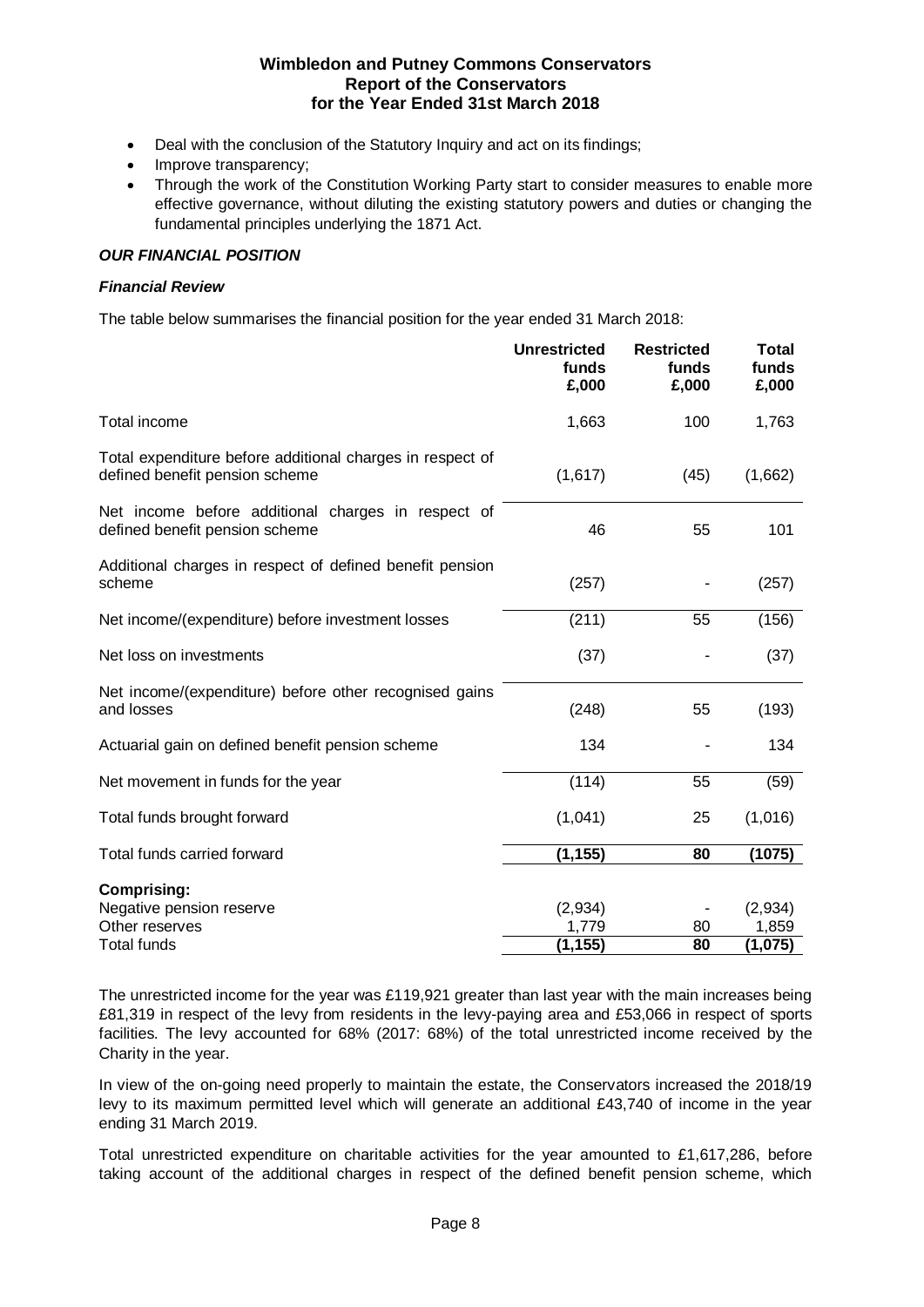- Deal with the conclusion of the Statutory Inquiry and act on its findings;
- Improve transparency;
- Through the work of the Constitution Working Party start to consider measures to enable more effective governance, without diluting the existing statutory powers and duties or changing the fundamental principles underlying the 1871 Act.

## ***OUR FINANCIAL POSITION***

### ***Financial Review***

The table below summarises the financial position for the year ended 31 March 2018:

| | **Unrestricted funds £,000** | **Restricted funds £,000** | **Total funds £,000** |
|---|---|---|---|
| Total income | 1,663 | 100 | 1,763 |
| Total expenditure before additional charges in respect of defined benefit pension scheme | (1,617) | (45) | (1,662) |
| Net income before additional charges in respect of defined benefit pension scheme | 46 | 55 | 101 |
| Additional charges in respect of defined benefit pension scheme | (257) | - | (257) |
| Net income/(expenditure) before investment losses | (211) | 55 | (156) |
| Net loss on investments | (37) | - | (37) |
| Net income/(expenditure) before other recognised gains and losses | (248) | 55 | (193) |
| Actuarial gain on defined benefit pension scheme | 134 | - | 134 |
| Net movement in funds for the year | (114) | 55 | (59) |
| Total funds brought forward | (1,041) | 25 | (1,016) |
| Total funds carried forward | **(1,155)** | **80** | **(1075)** |
| **Comprising:** | | | |
| Negative pension reserve | (2,934) | - | (2,934) |
| Other reserves | 1,779 | 80 | 1,859 |
| Total funds | **(1,155)** | **80** | **(1,075)** |

The unrestricted income for the year was £119,921 greater than last year with the main increases being £81,319 in respect of the levy from residents in the levy-paying area and £53,066 in respect of sports facilities. The levy accounted for 68% (2017: 68%) of the total unrestricted income received by the Charity in the year.

In view of the on-going need properly to maintain the estate, the Conservators increased the 2018/19 levy to its maximum permitted level which will generate an additional £43,740 of income in the year ending 31 March 2019.

Total unrestricted expenditure on charitable activities for the year amounted to £1,617,286, before taking account of the additional charges in respect of the defined benefit pension scheme, which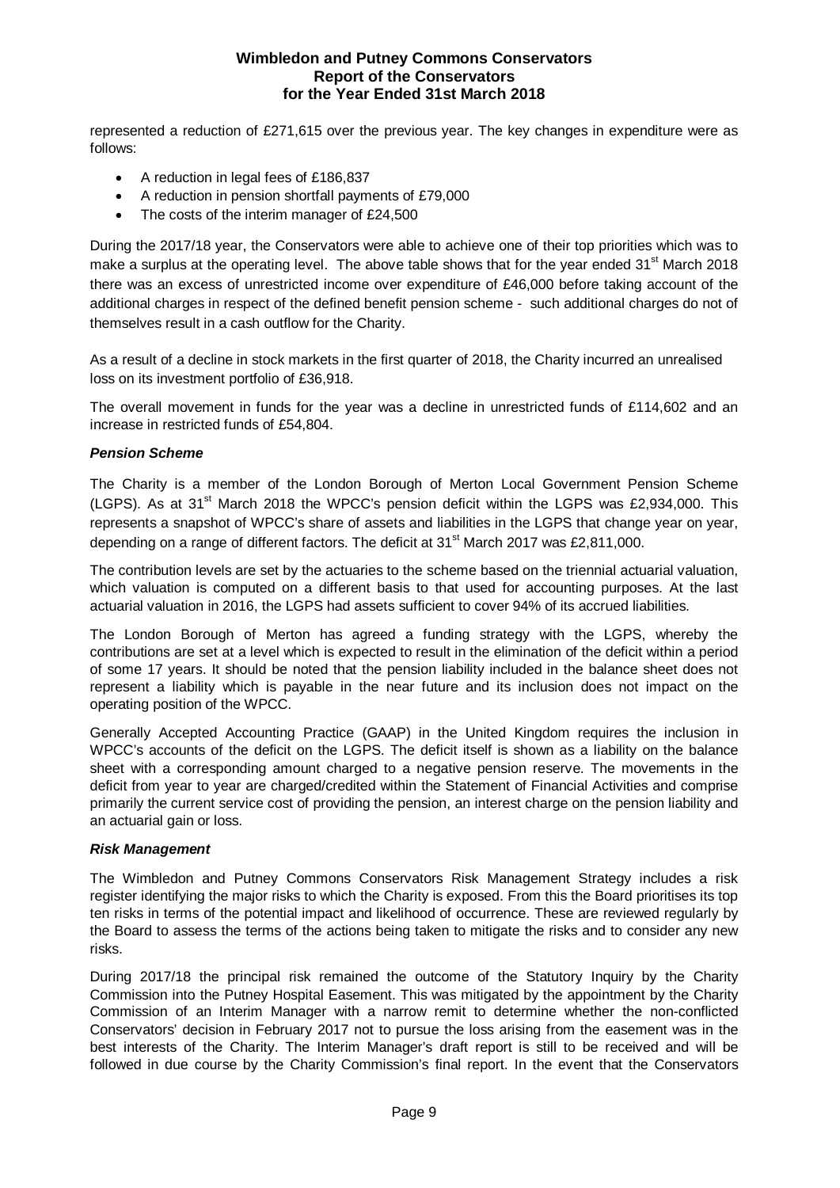represented a reduction of £271,615 over the previous year. The key changes in expenditure were as follows:

- A reduction in legal fees of £186,837
- A reduction in pension shortfall payments of £79,000
- The costs of the interim manager of £24,500

During the 2017/18 year, the Conservators were able to achieve one of their top priorities which was to make a surplus at the operating level. The above table shows that for the year ended 31st March 2018 there was an excess of unrestricted income over expenditure of £46,000 before taking account of the additional charges in respect of the defined benefit pension scheme - such additional charges do not of themselves result in a cash outflow for the Charity.

As a result of a decline in stock markets in the first quarter of 2018, the Charity incurred an unrealised loss on its investment portfolio of £36,918.

The overall movement in funds for the year was a decline in unrestricted funds of £114,602 and an increase in restricted funds of £54,804.

### *Pension Scheme*

The Charity is a member of the London Borough of Merton Local Government Pension Scheme (LGPS). As at 31st March 2018 the WPCC's pension deficit within the LGPS was £2,934,000. This represents a snapshot of WPCC's share of assets and liabilities in the LGPS that change year on year, depending on a range of different factors. The deficit at 31st March 2017 was £2,811,000.

The contribution levels are set by the actuaries to the scheme based on the triennial actuarial valuation, which valuation is computed on a different basis to that used for accounting purposes. At the last actuarial valuation in 2016, the LGPS had assets sufficient to cover 94% of its accrued liabilities.

The London Borough of Merton has agreed a funding strategy with the LGPS, whereby the contributions are set at a level which is expected to result in the elimination of the deficit within a period of some 17 years. It should be noted that the pension liability included in the balance sheet does not represent a liability which is payable in the near future and its inclusion does not impact on the operating position of the WPCC.

Generally Accepted Accounting Practice (GAAP) in the United Kingdom requires the inclusion in WPCC's accounts of the deficit on the LGPS. The deficit itself is shown as a liability on the balance sheet with a corresponding amount charged to a negative pension reserve. The movements in the deficit from year to year are charged/credited within the Statement of Financial Activities and comprise primarily the current service cost of providing the pension, an interest charge on the pension liability and an actuarial gain or loss.

### *Risk Management*

The Wimbledon and Putney Commons Conservators Risk Management Strategy includes a risk register identifying the major risks to which the Charity is exposed. From this the Board prioritises its top ten risks in terms of the potential impact and likelihood of occurrence. These are reviewed regularly by the Board to assess the terms of the actions being taken to mitigate the risks and to consider any new risks.

During 2017/18 the principal risk remained the outcome of the Statutory Inquiry by the Charity Commission into the Putney Hospital Easement. This was mitigated by the appointment by the Charity Commission of an Interim Manager with a narrow remit to determine whether the non-conflicted Conservators' decision in February 2017 not to pursue the loss arising from the easement was in the best interests of the Charity. The Interim Manager's draft report is still to be received and will be followed in due course by the Charity Commission's final report. In the event that the Conservators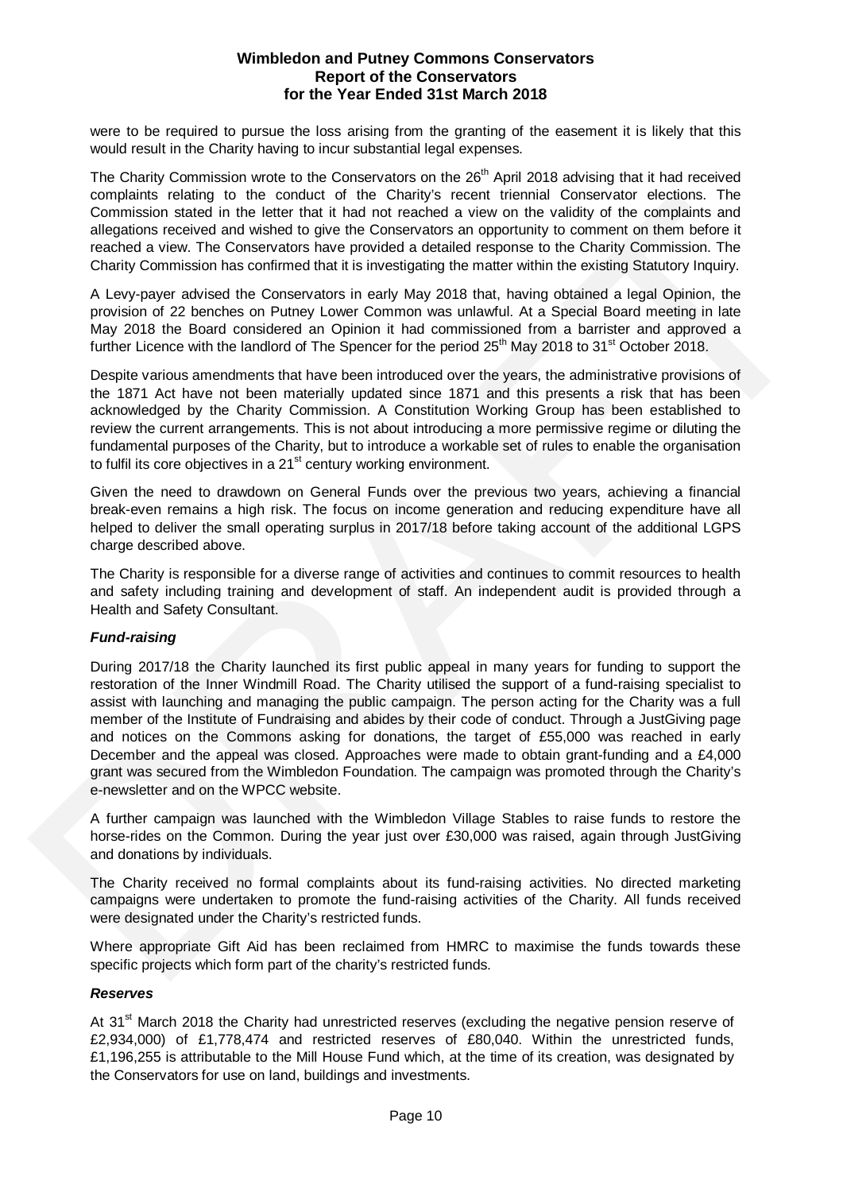were to be required to pursue the loss arising from the granting of the easement it is likely that this would result in the Charity having to incur substantial legal expenses.

The Charity Commission wrote to the Conservators on the 26th April 2018 advising that it had received complaints relating to the conduct of the Charity's recent triennial Conservator elections. The Commission stated in the letter that it had not reached a view on the validity of the complaints and allegations received and wished to give the Conservators an opportunity to comment on them before it reached a view. The Conservators have provided a detailed response to the Charity Commission. The Charity Commission has confirmed that it is investigating the matter within the existing Statutory Inquiry.

A Levy-payer advised the Conservators in early May 2018 that, having obtained a legal Opinion, the provision of 22 benches on Putney Lower Common was unlawful. At a Special Board meeting in late May 2018 the Board considered an Opinion it had commissioned from a barrister and approved a further Licence with the landlord of The Spencer for the period 25th May 2018 to 31st October 2018.

Despite various amendments that have been introduced over the years, the administrative provisions of the 1871 Act have not been materially updated since 1871 and this presents a risk that has been acknowledged by the Charity Commission. A Constitution Working Group has been established to review the current arrangements. This is not about introducing a more permissive regime or diluting the fundamental purposes of the Charity, but to introduce a workable set of rules to enable the organisation to fulfil its core objectives in a 21st century working environment.

Given the need to drawdown on General Funds over the previous two years, achieving a financial break-even remains a high risk. The focus on income generation and reducing expenditure have all helped to deliver the small operating surplus in 2017/18 before taking account of the additional LGPS charge described above.

The Charity is responsible for a diverse range of activities and continues to commit resources to health and safety including training and development of staff. An independent audit is provided through a Health and Safety Consultant.

***Fund-raising***

During 2017/18 the Charity launched its first public appeal in many years for funding to support the restoration of the Inner Windmill Road. The Charity utilised the support of a fund-raising specialist to assist with launching and managing the public campaign. The person acting for the Charity was a full member of the Institute of Fundraising and abides by their code of conduct. Through a JustGiving page and notices on the Commons asking for donations, the target of £55,000 was reached in early December and the appeal was closed. Approaches were made to obtain grant-funding and a £4,000 grant was secured from the Wimbledon Foundation. The campaign was promoted through the Charity's e-newsletter and on the WPCC website.

A further campaign was launched with the Wimbledon Village Stables to raise funds to restore the horse-rides on the Common. During the year just over £30,000 was raised, again through JustGiving and donations by individuals.

The Charity received no formal complaints about its fund-raising activities. No directed marketing campaigns were undertaken to promote the fund-raising activities of the Charity. All funds received were designated under the Charity's restricted funds.

Where appropriate Gift Aid has been reclaimed from HMRC to maximise the funds towards these specific projects which form part of the charity's restricted funds.

***Reserves***

At 31st March 2018 the Charity had unrestricted reserves (excluding the negative pension reserve of £2,934,000) of £1,778,474 and restricted reserves of £80,040. Within the unrestricted funds, £1,196,255 is attributable to the Mill House Fund which, at the time of its creation, was designated by the Conservators for use on land, buildings and investments.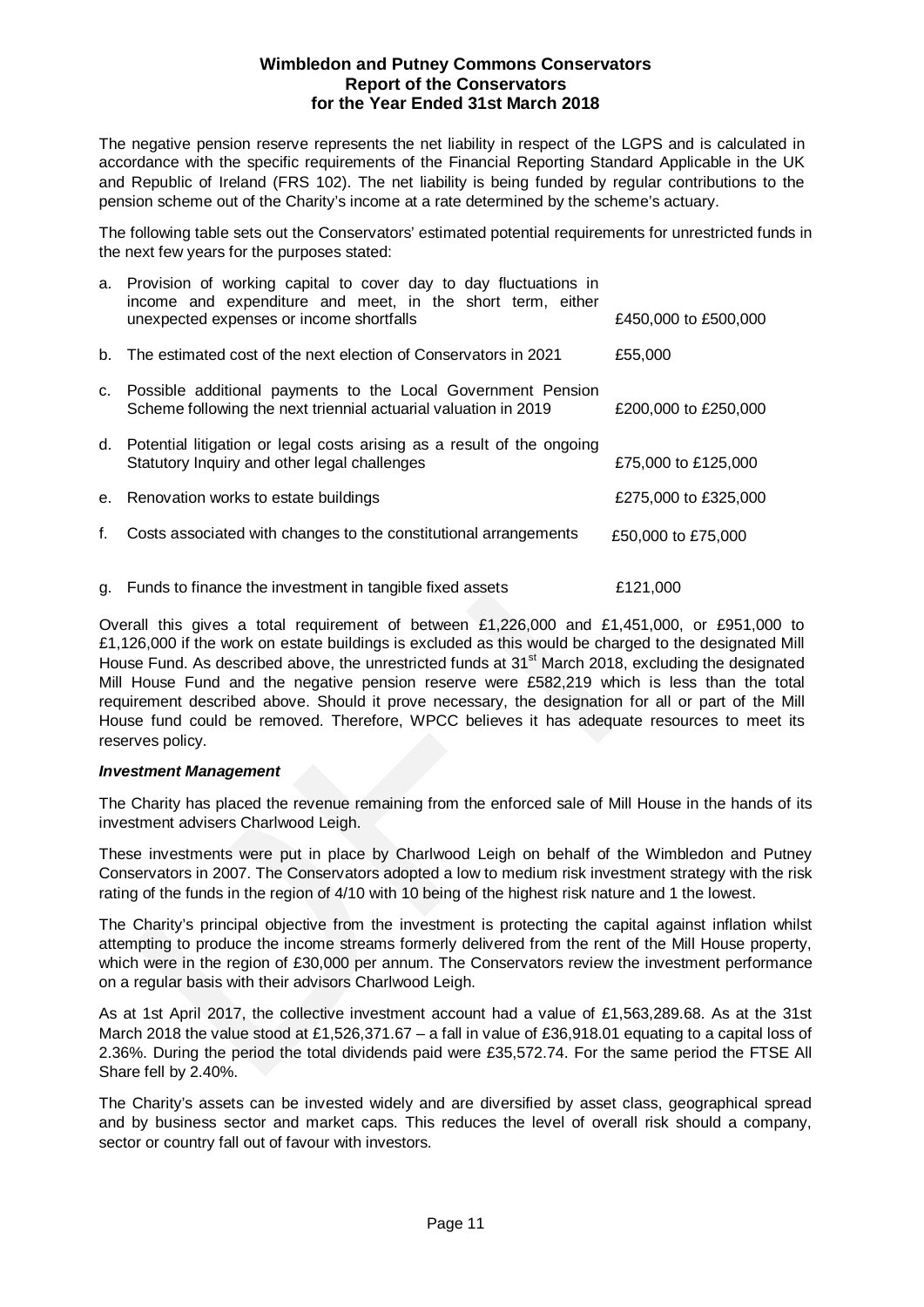The negative pension reserve represents the net liability in respect of the LGPS and is calculated in accordance with the specific requirements of the Financial Reporting Standard Applicable in the UK and Republic of Ireland (FRS 102). The net liability is being funded by regular contributions to the pension scheme out of the Charity's income at a rate determined by the scheme's actuary.

The following table sets out the Conservators' estimated potential requirements for unrestricted funds in the next few years for the purposes stated:

| | | |
|---|---|---|
| a. | Provision of working capital to cover day to day fluctuations in income and expenditure and meet, in the short term, either unexpected expenses or income shortfalls | £450,000 to £500,000 |
| b. | The estimated cost of the next election of Conservators in 2021 | £55,000 |
| c. | Possible additional payments to the Local Government Pension Scheme following the next triennial actuarial valuation in 2019 | £200,000 to £250,000 |
| d. | Potential litigation or legal costs arising as a result of the ongoing Statutory Inquiry and other legal challenges | £75,000 to £125,000 |
| e. | Renovation works to estate buildings | £275,000 to £325,000 |
| f. | Costs associated with changes to the constitutional arrangements | £50,000 to £75,000 |
| g. | Funds to finance the investment in tangible fixed assets | £121,000 |

Overall this gives a total requirement of between £1,226,000 and £1,451,000, or £951,000 to £1,126,000 if the work on estate buildings is excluded as this would be charged to the designated Mill House Fund. As described above, the unrestricted funds at 31st March 2018, excluding the designated Mill House Fund and the negative pension reserve were £582,219 which is less than the total requirement described above. Should it prove necessary, the designation for all or part of the Mill House fund could be removed. Therefore, WPCC believes it has adequate resources to meet its reserves policy.

***Investment Management***

The Charity has placed the revenue remaining from the enforced sale of Mill House in the hands of its investment advisers Charlwood Leigh.

These investments were put in place by Charlwood Leigh on behalf of the Wimbledon and Putney Conservators in 2007. The Conservators adopted a low to medium risk investment strategy with the risk rating of the funds in the region of 4/10 with 10 being of the highest risk nature and 1 the lowest.

The Charity's principal objective from the investment is protecting the capital against inflation whilst attempting to produce the income streams formerly delivered from the rent of the Mill House property, which were in the region of £30,000 per annum. The Conservators review the investment performance on a regular basis with their advisors Charlwood Leigh.

As at 1st April 2017, the collective investment account had a value of £1,563,289.68. As at the 31st March 2018 the value stood at £1,526,371.67 – a fall in value of £36,918.01 equating to a capital loss of 2.36%. During the period the total dividends paid were £35,572.74. For the same period the FTSE All Share fell by 2.40%.

The Charity's assets can be invested widely and are diversified by asset class, geographical spread and by business sector and market caps. This reduces the level of overall risk should a company, sector or country fall out of favour with investors.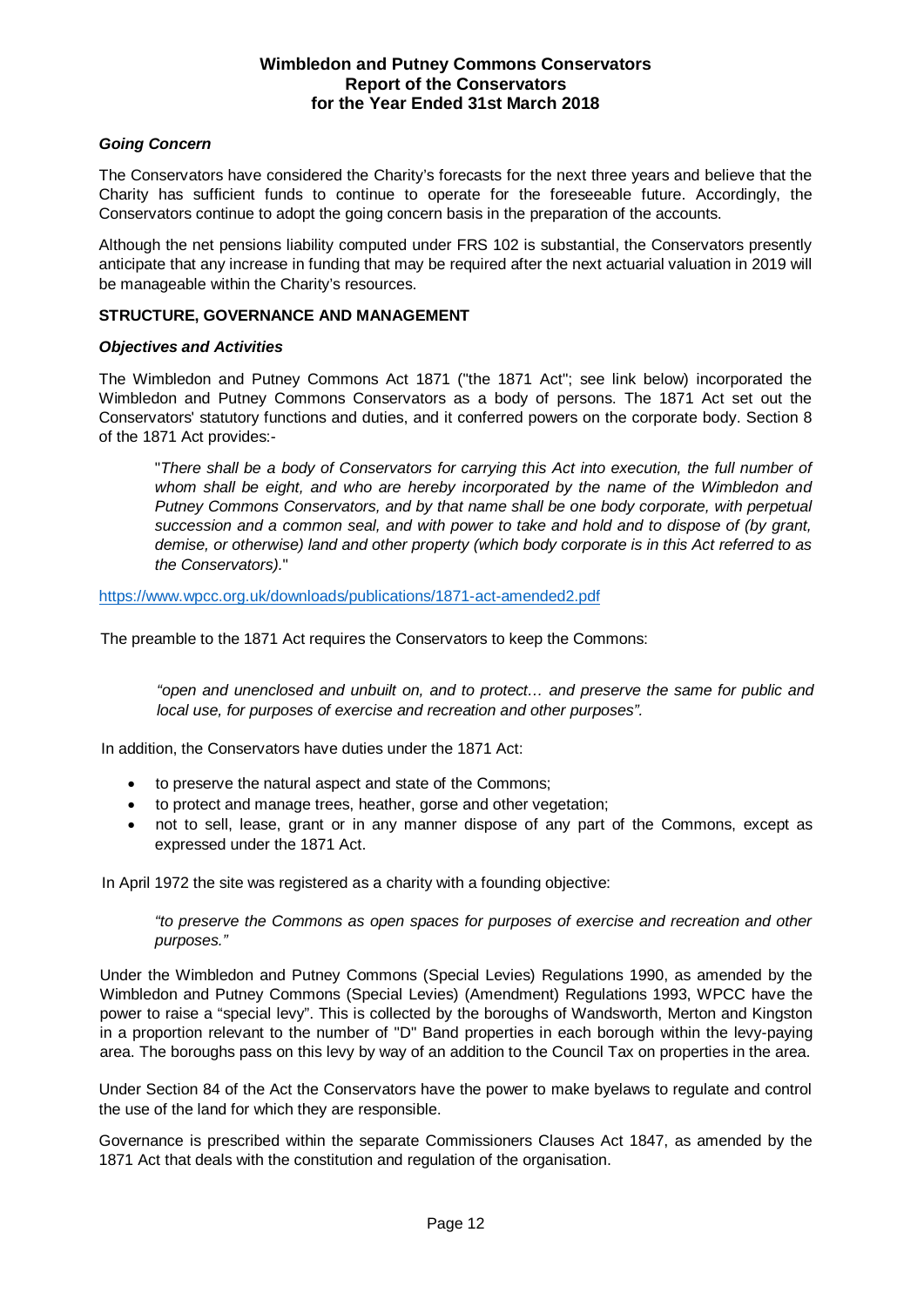### *Going Concern*

The Conservators have considered the Charity's forecasts for the next three years and believe that the Charity has sufficient funds to continue to operate for the foreseeable future. Accordingly, the Conservators continue to adopt the going concern basis in the preparation of the accounts.

Although the net pensions liability computed under FRS 102 is substantial, the Conservators presently anticipate that any increase in funding that may be required after the next actuarial valuation in 2019 will be manageable within the Charity's resources.

## STRUCTURE, GOVERNANCE AND MANAGEMENT

### *Objectives and Activities*

The Wimbledon and Putney Commons Act 1871 ("the 1871 Act"; see link below) incorporated the Wimbledon and Putney Commons Conservators as a body of persons. The 1871 Act set out the Conservators' statutory functions and duties, and it conferred powers on the corporate body. Section 8 of the 1871 Act provides:-

> "*There shall be a body of Conservators for carrying this Act into execution, the full number of whom shall be eight, and who are hereby incorporated by the name of the Wimbledon and Putney Commons Conservators, and by that name shall be one body corporate, with perpetual succession and a common seal, and with power to take and hold and to dispose of (by grant, demise, or otherwise) land and other property (which body corporate is in this Act referred to as the Conservators).*"

https://www.wpcc.org.uk/downloads/publications/1871-act-amended2.pdf

The preamble to the 1871 Act requires the Conservators to keep the Commons:

> *"open and unenclosed and unbuilt on, and to protect… and preserve the same for public and local use, for purposes of exercise and recreation and other purposes".*

In addition, the Conservators have duties under the 1871 Act:

- to preserve the natural aspect and state of the Commons;
- to protect and manage trees, heather, gorse and other vegetation;
- not to sell, lease, grant or in any manner dispose of any part of the Commons, except as expressed under the 1871 Act.

In April 1972 the site was registered as a charity with a founding objective:

> *"to preserve the Commons as open spaces for purposes of exercise and recreation and other purposes."*

Under the Wimbledon and Putney Commons (Special Levies) Regulations 1990, as amended by the Wimbledon and Putney Commons (Special Levies) (Amendment) Regulations 1993, WPCC have the power to raise a "special levy". This is collected by the boroughs of Wandsworth, Merton and Kingston in a proportion relevant to the number of "D" Band properties in each borough within the levy-paying area. The boroughs pass on this levy by way of an addition to the Council Tax on properties in the area.

Under Section 84 of the Act the Conservators have the power to make byelaws to regulate and control the use of the land for which they are responsible.

Governance is prescribed within the separate Commissioners Clauses Act 1847, as amended by the 1871 Act that deals with the constitution and regulation of the organisation.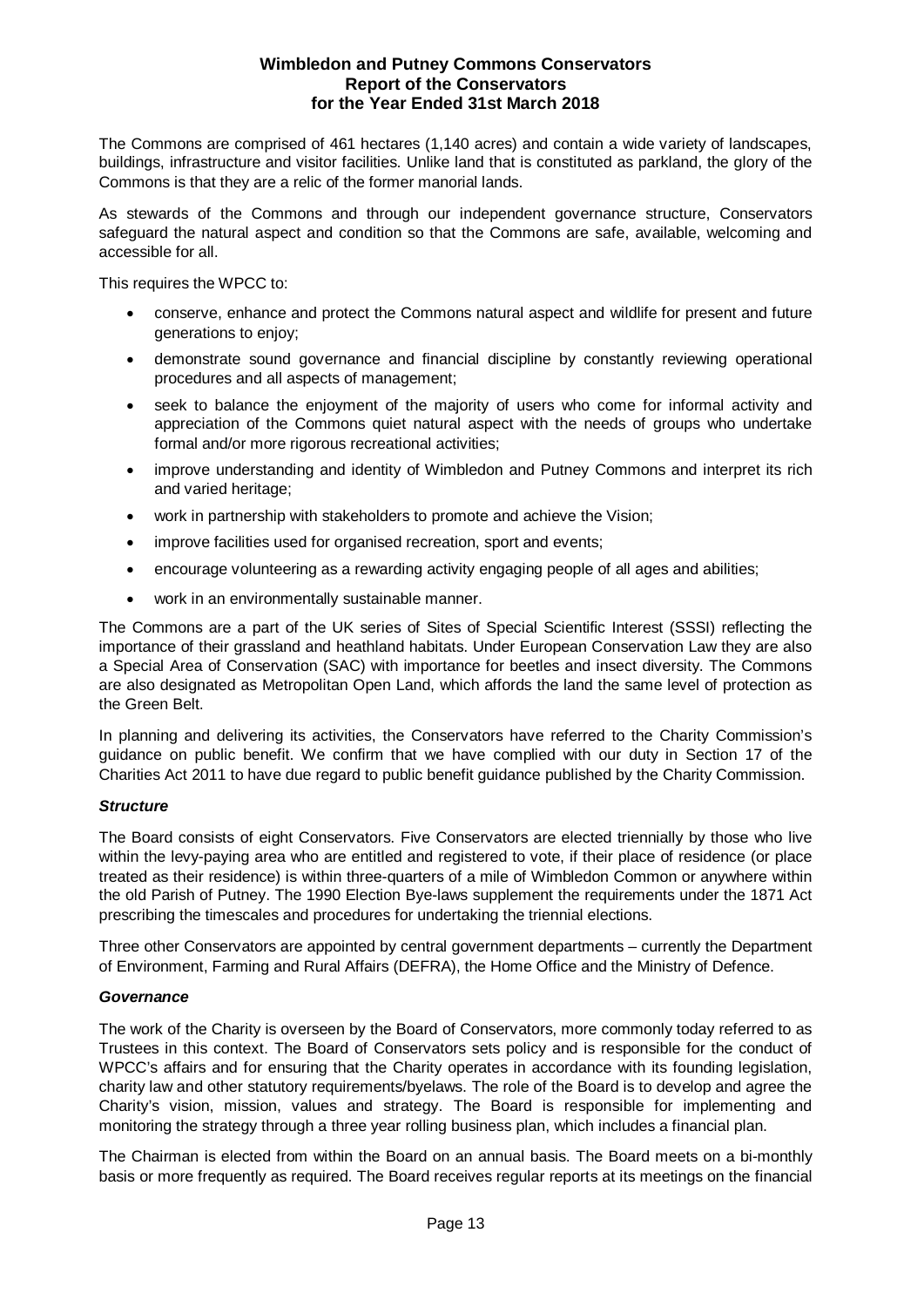The Commons are comprised of 461 hectares (1,140 acres) and contain a wide variety of landscapes, buildings, infrastructure and visitor facilities. Unlike land that is constituted as parkland, the glory of the Commons is that they are a relic of the former manorial lands.

As stewards of the Commons and through our independent governance structure, Conservators safeguard the natural aspect and condition so that the Commons are safe, available, welcoming and accessible for all.

This requires the WPCC to:

- conserve, enhance and protect the Commons natural aspect and wildlife for present and future generations to enjoy;
- demonstrate sound governance and financial discipline by constantly reviewing operational procedures and all aspects of management;
- seek to balance the enjoyment of the majority of users who come for informal activity and appreciation of the Commons quiet natural aspect with the needs of groups who undertake formal and/or more rigorous recreational activities;
- improve understanding and identity of Wimbledon and Putney Commons and interpret its rich and varied heritage;
- work in partnership with stakeholders to promote and achieve the Vision;
- improve facilities used for organised recreation, sport and events;
- encourage volunteering as a rewarding activity engaging people of all ages and abilities;
- work in an environmentally sustainable manner.

The Commons are a part of the UK series of Sites of Special Scientific Interest (SSSI) reflecting the importance of their grassland and heathland habitats. Under European Conservation Law they are also a Special Area of Conservation (SAC) with importance for beetles and insect diversity. The Commons are also designated as Metropolitan Open Land, which affords the land the same level of protection as the Green Belt.

In planning and delivering its activities, the Conservators have referred to the Charity Commission's guidance on public benefit. We confirm that we have complied with our duty in Section 17 of the Charities Act 2011 to have due regard to public benefit guidance published by the Charity Commission.

### *Structure*

The Board consists of eight Conservators. Five Conservators are elected triennially by those who live within the levy-paying area who are entitled and registered to vote, if their place of residence (or place treated as their residence) is within three-quarters of a mile of Wimbledon Common or anywhere within the old Parish of Putney. The 1990 Election Bye-laws supplement the requirements under the 1871 Act prescribing the timescales and procedures for undertaking the triennial elections.

Three other Conservators are appointed by central government departments – currently the Department of Environment, Farming and Rural Affairs (DEFRA), the Home Office and the Ministry of Defence.

### *Governance*

The work of the Charity is overseen by the Board of Conservators, more commonly today referred to as Trustees in this context. The Board of Conservators sets policy and is responsible for the conduct of WPCC's affairs and for ensuring that the Charity operates in accordance with its founding legislation, charity law and other statutory requirements/byelaws. The role of the Board is to develop and agree the Charity's vision, mission, values and strategy. The Board is responsible for implementing and monitoring the strategy through a three year rolling business plan, which includes a financial plan.

The Chairman is elected from within the Board on an annual basis. The Board meets on a bi-monthly basis or more frequently as required. The Board receives regular reports at its meetings on the financial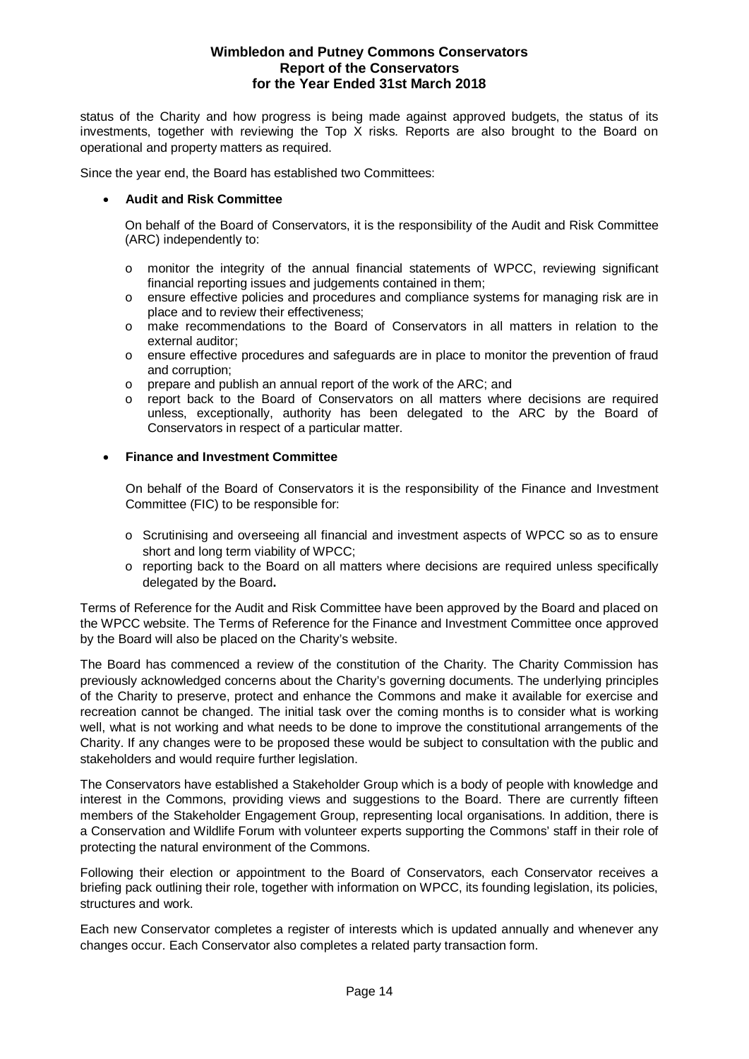status of the Charity and how progress is being made against approved budgets, the status of its investments, together with reviewing the Top X risks. Reports are also brought to the Board on operational and property matters as required.

Since the year end, the Board has established two Committees:

- **Audit and Risk Committee**

  On behalf of the Board of Conservators, it is the responsibility of the Audit and Risk Committee (ARC) independently to:

  - monitor the integrity of the annual financial statements of WPCC, reviewing significant financial reporting issues and judgements contained in them;
  - ensure effective policies and procedures and compliance systems for managing risk are in place and to review their effectiveness;
  - make recommendations to the Board of Conservators in all matters in relation to the external auditor;
  - ensure effective procedures and safeguards are in place to monitor the prevention of fraud and corruption;
  - prepare and publish an annual report of the work of the ARC; and
  - report back to the Board of Conservators on all matters where decisions are required unless, exceptionally, authority has been delegated to the ARC by the Board of Conservators in respect of a particular matter.

- **Finance and Investment Committee**

  On behalf of the Board of Conservators it is the responsibility of the Finance and Investment Committee (FIC) to be responsible for:

  - Scrutinising and overseeing all financial and investment aspects of WPCC so as to ensure short and long term viability of WPCC;
  - reporting back to the Board on all matters where decisions are required unless specifically delegated by the Board**.**

Terms of Reference for the Audit and Risk Committee have been approved by the Board and placed on the WPCC website. The Terms of Reference for the Finance and Investment Committee once approved by the Board will also be placed on the Charity's website.

The Board has commenced a review of the constitution of the Charity. The Charity Commission has previously acknowledged concerns about the Charity's governing documents. The underlying principles of the Charity to preserve, protect and enhance the Commons and make it available for exercise and recreation cannot be changed. The initial task over the coming months is to consider what is working well, what is not working and what needs to be done to improve the constitutional arrangements of the Charity. If any changes were to be proposed these would be subject to consultation with the public and stakeholders and would require further legislation.

The Conservators have established a Stakeholder Group which is a body of people with knowledge and interest in the Commons, providing views and suggestions to the Board. There are currently fifteen members of the Stakeholder Engagement Group, representing local organisations. In addition, there is a Conservation and Wildlife Forum with volunteer experts supporting the Commons' staff in their role of protecting the natural environment of the Commons.

Following their election or appointment to the Board of Conservators, each Conservator receives a briefing pack outlining their role, together with information on WPCC, its founding legislation, its policies, structures and work.

Each new Conservator completes a register of interests which is updated annually and whenever any changes occur. Each Conservator also completes a related party transaction form.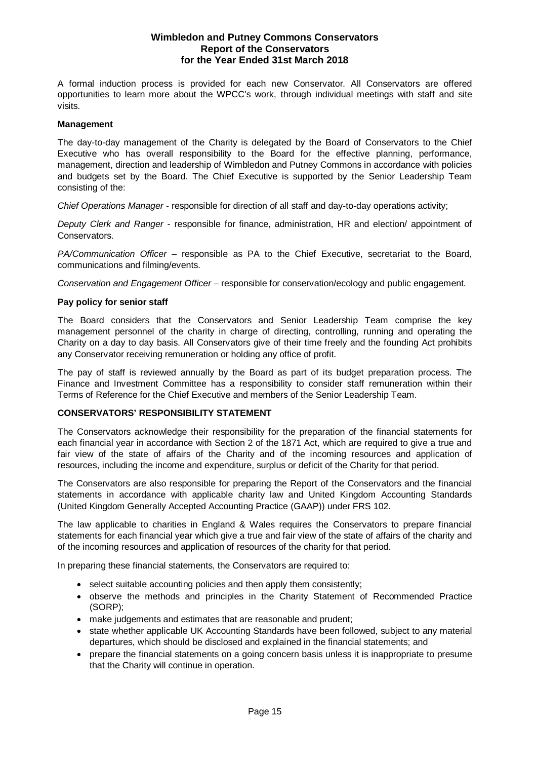A formal induction process is provided for each new Conservator. All Conservators are offered opportunities to learn more about the WPCC's work, through individual meetings with staff and site visits.

**Management**

The day-to-day management of the Charity is delegated by the Board of Conservators to the Chief Executive who has overall responsibility to the Board for the effective planning, performance, management, direction and leadership of Wimbledon and Putney Commons in accordance with policies and budgets set by the Board. The Chief Executive is supported by the Senior Leadership Team consisting of the:

*Chief Operations Manager* - responsible for direction of all staff and day-to-day operations activity;

*Deputy Clerk and Ranger* - responsible for finance, administration, HR and election/ appointment of Conservators.

*PA/Communication Officer* – responsible as PA to the Chief Executive, secretariat to the Board, communications and filming/events.

*Conservation and Engagement Officer* – responsible for conservation/ecology and public engagement.

**Pay policy for senior staff**

The Board considers that the Conservators and Senior Leadership Team comprise the key management personnel of the charity in charge of directing, controlling, running and operating the Charity on a day to day basis. All Conservators give of their time freely and the founding Act prohibits any Conservator receiving remuneration or holding any office of profit.

The pay of staff is reviewed annually by the Board as part of its budget preparation process. The Finance and Investment Committee has a responsibility to consider staff remuneration within their Terms of Reference for the Chief Executive and members of the Senior Leadership Team.

**CONSERVATORS' RESPONSIBILITY STATEMENT**

The Conservators acknowledge their responsibility for the preparation of the financial statements for each financial year in accordance with Section 2 of the 1871 Act, which are required to give a true and fair view of the state of affairs of the Charity and of the incoming resources and application of resources, including the income and expenditure, surplus or deficit of the Charity for that period.

The Conservators are also responsible for preparing the Report of the Conservators and the financial statements in accordance with applicable charity law and United Kingdom Accounting Standards (United Kingdom Generally Accepted Accounting Practice (GAAP)) under FRS 102.

The law applicable to charities in England & Wales requires the Conservators to prepare financial statements for each financial year which give a true and fair view of the state of affairs of the charity and of the incoming resources and application of resources of the charity for that period.

In preparing these financial statements, the Conservators are required to:

- select suitable accounting policies and then apply them consistently;
- observe the methods and principles in the Charity Statement of Recommended Practice (SORP);
- make judgements and estimates that are reasonable and prudent;
- state whether applicable UK Accounting Standards have been followed, subject to any material departures, which should be disclosed and explained in the financial statements; and
- prepare the financial statements on a going concern basis unless it is inappropriate to presume that the Charity will continue in operation.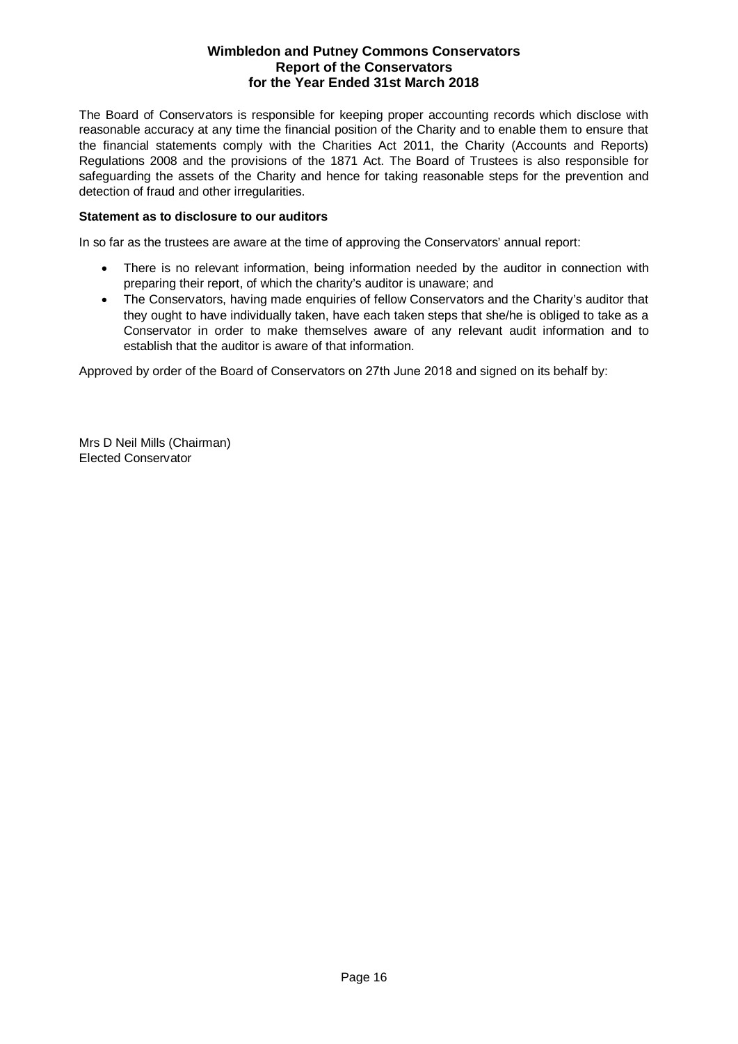The Board of Conservators is responsible for keeping proper accounting records which disclose with reasonable accuracy at any time the financial position of the Charity and to enable them to ensure that the financial statements comply with the Charities Act 2011, the Charity (Accounts and Reports) Regulations 2008 and the provisions of the 1871 Act. The Board of Trustees is also responsible for safeguarding the assets of the Charity and hence for taking reasonable steps for the prevention and detection of fraud and other irregularities.

**Statement as to disclosure to our auditors**

In so far as the trustees are aware at the time of approving the Conservators' annual report:

- There is no relevant information, being information needed by the auditor in connection with preparing their report, of which the charity's auditor is unaware; and
- The Conservators, having made enquiries of fellow Conservators and the Charity's auditor that they ought to have individually taken, have each taken steps that she/he is obliged to take as a Conservator in order to make themselves aware of any relevant audit information and to establish that the auditor is aware of that information.

Approved by order of the Board of Conservators on 27th June 2018 and signed on its behalf by:

Mrs D Neil Mills (Chairman)
Elected Conservator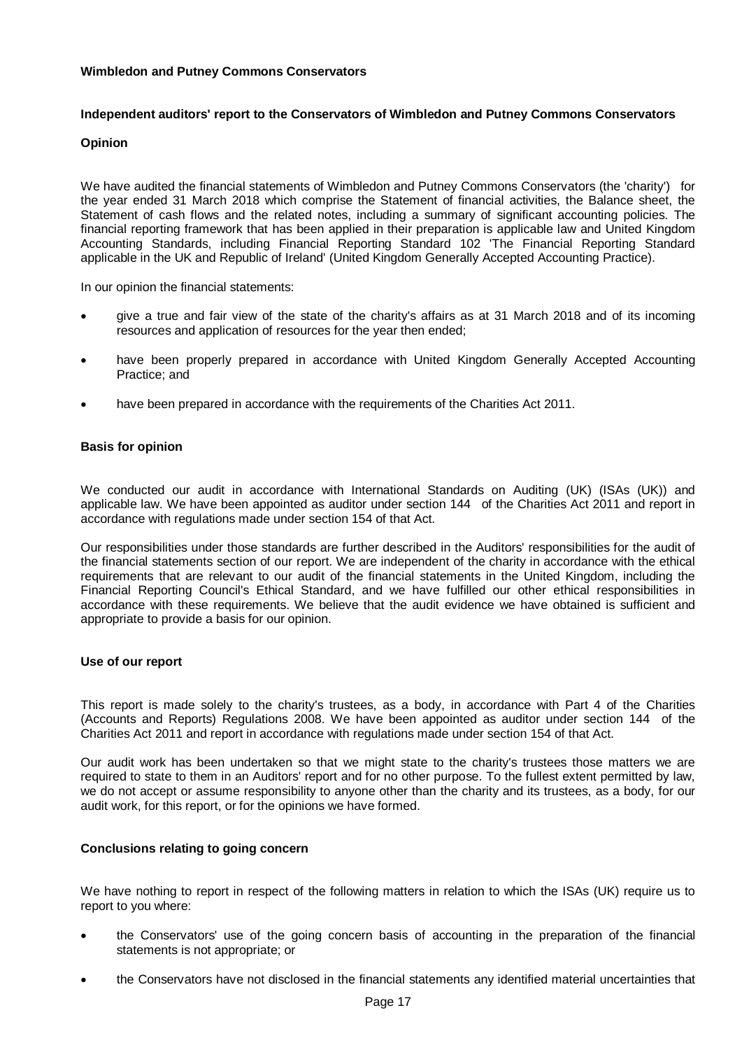**Wimbledon and Putney Commons Conservators**

**Independent auditors' report to the Conservators of Wimbledon and Putney Commons Conservators**

**Opinion**

We have audited the financial statements of Wimbledon and Putney Commons Conservators (the 'charity') for the year ended 31 March 2018 which comprise the Statement of financial activities, the Balance sheet, the Statement of cash flows and the related notes, including a summary of significant accounting policies. The financial reporting framework that has been applied in their preparation is applicable law and United Kingdom Accounting Standards, including Financial Reporting Standard 102 'The Financial Reporting Standard applicable in the UK and Republic of Ireland' (United Kingdom Generally Accepted Accounting Practice).

In our opinion the financial statements:

- give a true and fair view of the state of the charity's affairs as at 31 March 2018 and of its incoming resources and application of resources for the year then ended;
- have been properly prepared in accordance with United Kingdom Generally Accepted Accounting Practice; and
- have been prepared in accordance with the requirements of the Charities Act 2011.

**Basis for opinion**

We conducted our audit in accordance with International Standards on Auditing (UK) (ISAs (UK)) and applicable law. We have been appointed as auditor under section 144 of the Charities Act 2011 and report in accordance with regulations made under section 154 of that Act.

Our responsibilities under those standards are further described in the Auditors' responsibilities for the audit of the financial statements section of our report. We are independent of the charity in accordance with the ethical requirements that are relevant to our audit of the financial statements in the United Kingdom, including the Financial Reporting Council's Ethical Standard, and we have fulfilled our other ethical responsibilities in accordance with these requirements. We believe that the audit evidence we have obtained is sufficient and appropriate to provide a basis for our opinion.

**Use of our report**

This report is made solely to the charity's trustees, as a body, in accordance with Part 4 of the Charities (Accounts and Reports) Regulations 2008. We have been appointed as auditor under section 144 of the Charities Act 2011 and report in accordance with regulations made under section 154 of that Act.

Our audit work has been undertaken so that we might state to the charity's trustees those matters we are required to state to them in an Auditors' report and for no other purpose. To the fullest extent permitted by law, we do not accept or assume responsibility to anyone other than the charity and its trustees, as a body, for our audit work, for this report, or for the opinions we have formed.

**Conclusions relating to going concern**

We have nothing to report in respect of the following matters in relation to which the ISAs (UK) require us to report to you where:

- the Conservators' use of the going concern basis of accounting in the preparation of the financial statements is not appropriate; or
- the Conservators have not disclosed in the financial statements any identified material uncertainties that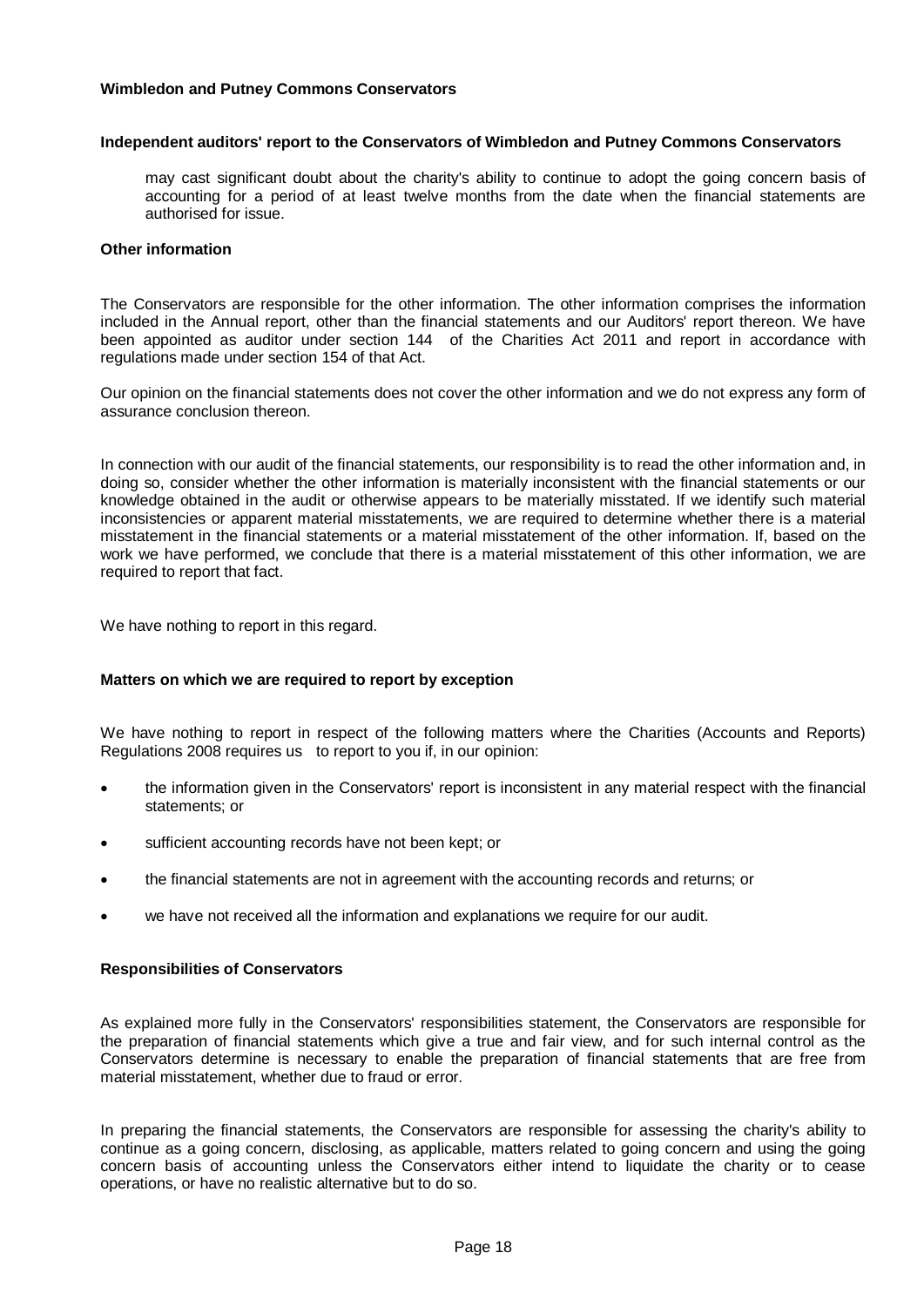may cast significant doubt about the charity's ability to continue to adopt the going concern basis of accounting for a period of at least twelve months from the date when the financial statements are authorised for issue.

**Other information**

The Conservators are responsible for the other information. The other information comprises the information included in the Annual report, other than the financial statements and our Auditors' report thereon. We have been appointed as auditor under section 144 of the Charities Act 2011 and report in accordance with regulations made under section 154 of that Act.

Our opinion on the financial statements does not cover the other information and we do not express any form of assurance conclusion thereon.

In connection with our audit of the financial statements, our responsibility is to read the other information and, in doing so, consider whether the other information is materially inconsistent with the financial statements or our knowledge obtained in the audit or otherwise appears to be materially misstated. If we identify such material inconsistencies or apparent material misstatements, we are required to determine whether there is a material misstatement in the financial statements or a material misstatement of the other information. If, based on the work we have performed, we conclude that there is a material misstatement of this other information, we are required to report that fact.

We have nothing to report in this regard.

**Matters on which we are required to report by exception**

We have nothing to report in respect of the following matters where the Charities (Accounts and Reports) Regulations 2008 requires us to report to you if, in our opinion:

- the information given in the Conservators' report is inconsistent in any material respect with the financial statements; or
- sufficient accounting records have not been kept; or
- the financial statements are not in agreement with the accounting records and returns; or
- we have not received all the information and explanations we require for our audit.

**Responsibilities of Conservators**

As explained more fully in the Conservators' responsibilities statement, the Conservators are responsible for the preparation of financial statements which give a true and fair view, and for such internal control as the Conservators determine is necessary to enable the preparation of financial statements that are free from material misstatement, whether due to fraud or error.

In preparing the financial statements, the Conservators are responsible for assessing the charity's ability to continue as a going concern, disclosing, as applicable, matters related to going concern and using the going concern basis of accounting unless the Conservators either intend to liquidate the charity or to cease operations, or have no realistic alternative but to do so.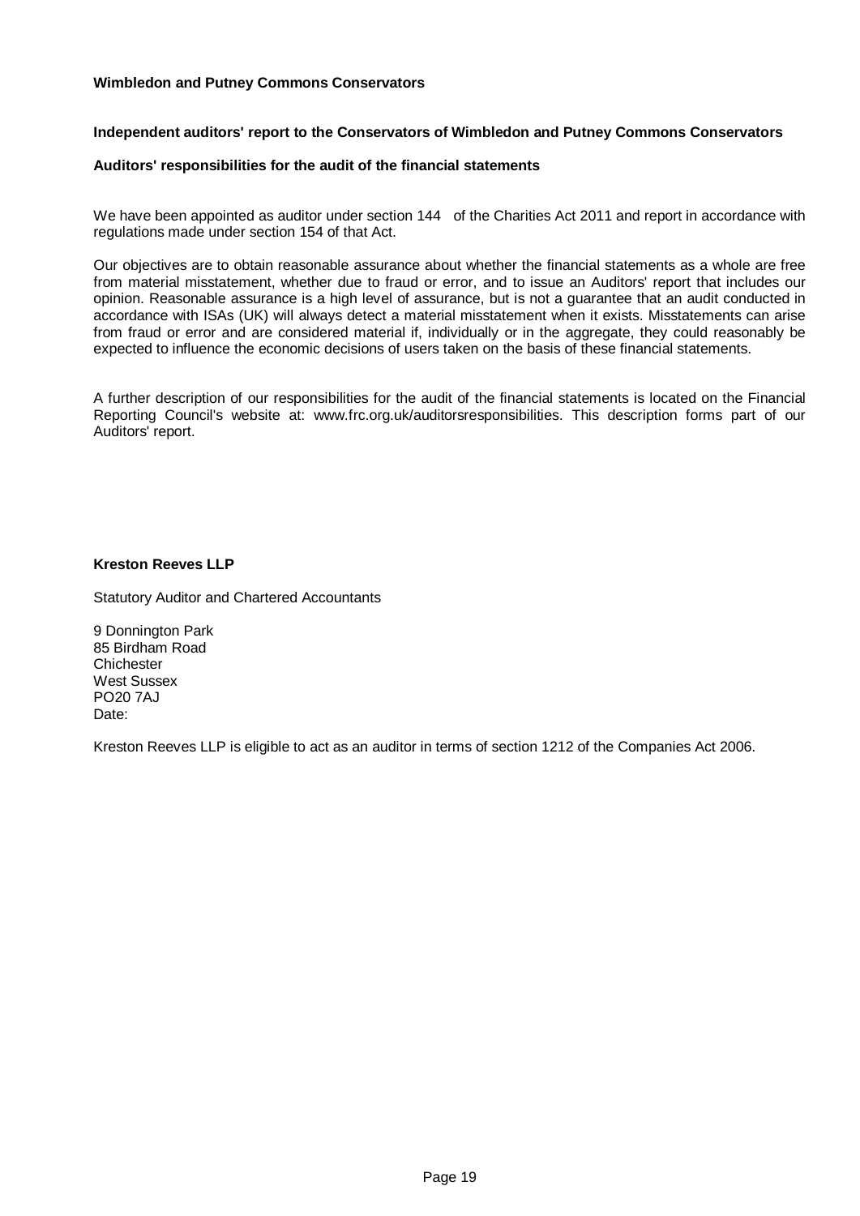**Wimbledon and Putney Commons Conservators**

**Independent auditors' report to the Conservators of Wimbledon and Putney Commons Conservators**

**Auditors' responsibilities for the audit of the financial statements**

We have been appointed as auditor under section 144 of the Charities Act 2011 and report in accordance with regulations made under section 154 of that Act.

Our objectives are to obtain reasonable assurance about whether the financial statements as a whole are free from material misstatement, whether due to fraud or error, and to issue an Auditors' report that includes our opinion. Reasonable assurance is a high level of assurance, but is not a guarantee that an audit conducted in accordance with ISAs (UK) will always detect a material misstatement when it exists. Misstatements can arise from fraud or error and are considered material if, individually or in the aggregate, they could reasonably be expected to influence the economic decisions of users taken on the basis of these financial statements.

A further description of our responsibilities for the audit of the financial statements is located on the Financial Reporting Council's website at: www.frc.org.uk/auditorsresponsibilities. This description forms part of our Auditors' report.

**Kreston Reeves LLP**

Statutory Auditor and Chartered Accountants

9 Donnington Park
85 Birdham Road
Chichester
West Sussex
PO20 7AJ
Date:

Kreston Reeves LLP is eligible to act as an auditor in terms of section 1212 of the Companies Act 2006.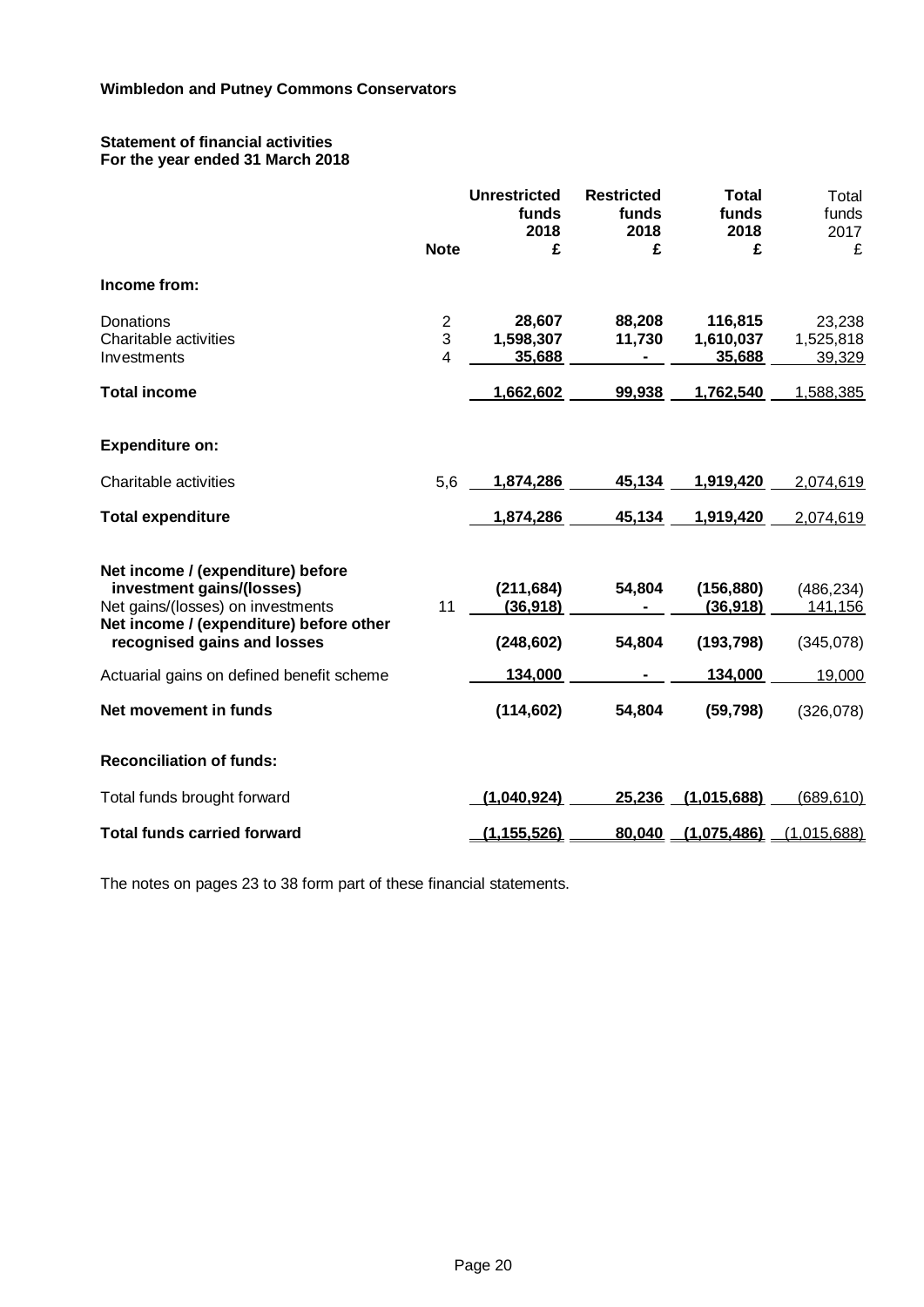**Wimbledon and Putney Commons Conservators**

**Statement of financial activities**
**For the year ended 31 March 2018**

| | Note | Unrestricted funds 2018 £ | Restricted funds 2018 £ | Total funds 2018 £ | Total funds 2017 £ |
|---|---|---|---|---|---|
| **Income from:** | | | | | |
| Donations | 2 | 28,607 | 88,208 | 116,815 | 23,238 |
| Charitable activities | 3 | 1,598,307 | 11,730 | 1,610,037 | 1,525,818 |
| Investments | 4 | 35,688 | - | 35,688 | 39,329 |
| **Total income** | | 1,662,602 | 99,938 | 1,762,540 | 1,588,385 |
| **Expenditure on:** | | | | | |
| Charitable activities | 5,6 | 1,874,286 | 45,134 | 1,919,420 | 2,074,619 |
| **Total expenditure** | | 1,874,286 | 45,134 | 1,919,420 | 2,074,619 |
| **Net income / (expenditure) before investment gains/(losses)** | | (211,684) | 54,804 | (156,880) | (486,234) |
| Net gains/(losses) on investments | 11 | (36,918) | - | (36,918) | 141,156 |
| **Net income / (expenditure) before other recognised gains and losses** | | (248,602) | 54,804 | (193,798) | (345,078) |
| Actuarial gains on defined benefit scheme | | 134,000 | - | 134,000 | 19,000 |
| **Net movement in funds** | | (114,602) | 54,804 | (59,798) | (326,078) |
| **Reconciliation of funds:** | | | | | |
| Total funds brought forward | | (1,040,924) | 25,236 | (1,015,688) | (689,610) |
| **Total funds carried forward** | | (1,155,526) | 80,040 | (1,075,486) | (1,015,688) |

The notes on pages 23 to 38 form part of these financial statements.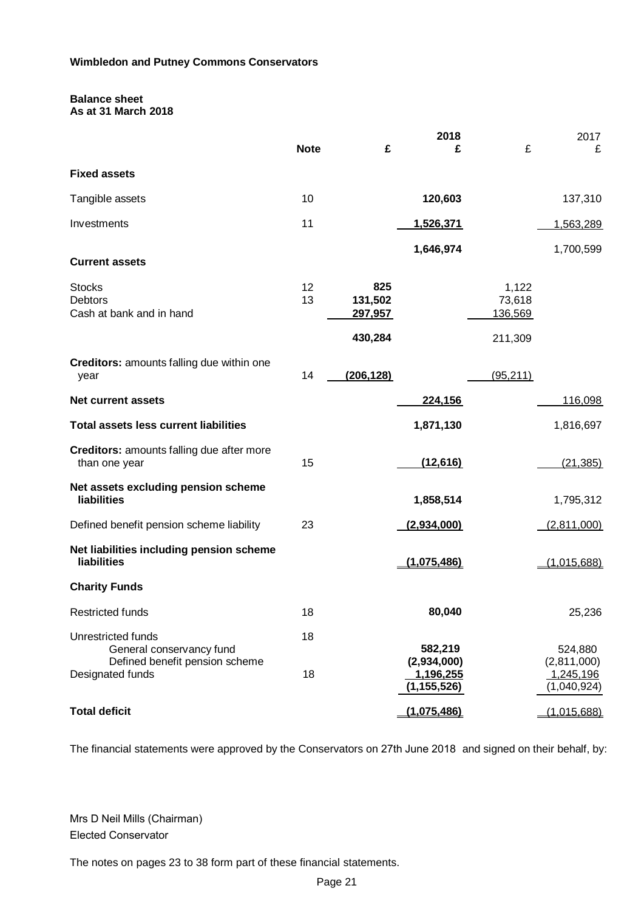**Wimbledon and Putney Commons Conservators**

**Balance sheet**
**As at 31 March 2018**

| | Note | £ | 2018 £ | £ | 2017 £ |
|---|---|---|---|---|---|
| **Fixed assets** | | | | | |
| Tangible assets | 10 | | **120,603** | | 137,310 |
| Investments | 11 | | **1,526,371** | | 1,563,289 |
| | | | **1,646,974** | | 1,700,599 |
| **Current assets** | | | | | |
| Stocks | 12 | **825** | | 1,122 | |
| Debtors | 13 | **131,502** | | 73,618 | |
| Cash at bank and in hand | | **297,957** | | 136,569 | |
| | | **430,284** | | 211,309 | |
| **Creditors:** amounts falling due within one year | 14 | **(206,128)** | | (95,211) | |
| **Net current assets** | | | **224,156** | | 116,098 |
| **Total assets less current liabilities** | | | **1,871,130** | | 1,816,697 |
| **Creditors:** amounts falling due after more than one year | 15 | | **(12,616)** | | (21,385) |
| **Net assets excluding pension scheme liabilities** | | | **1,858,514** | | 1,795,312 |
| Defined benefit pension scheme liability | 23 | | **(2,934,000)** | | (2,811,000) |
| **Net liabilities including pension scheme liabilities** | | | **(1,075,486)** | | (1,015,688) |
| **Charity Funds** | | | | | |
| Restricted funds | 18 | | **80,040** | | 25,236 |
| Unrestricted funds | 18 | | | | |
| General conservancy fund | | | **582,219** | | 524,880 |
| Defined benefit pension scheme | | | **(2,934,000)** | | (2,811,000) |
| Designated funds | 18 | | **1,196,255** | | 1,245,196 |
| | | | **(1,155,526)** | | (1,040,924) |
| **Total deficit** | | | **(1,075,486)** | | (1,015,688) |

The financial statements were approved by the Conservators on 27th June 2018 and signed on their behalf, by:

Mrs D Neil Mills (Chairman)
Elected Conservator

The notes on pages 23 to 38 form part of these financial statements.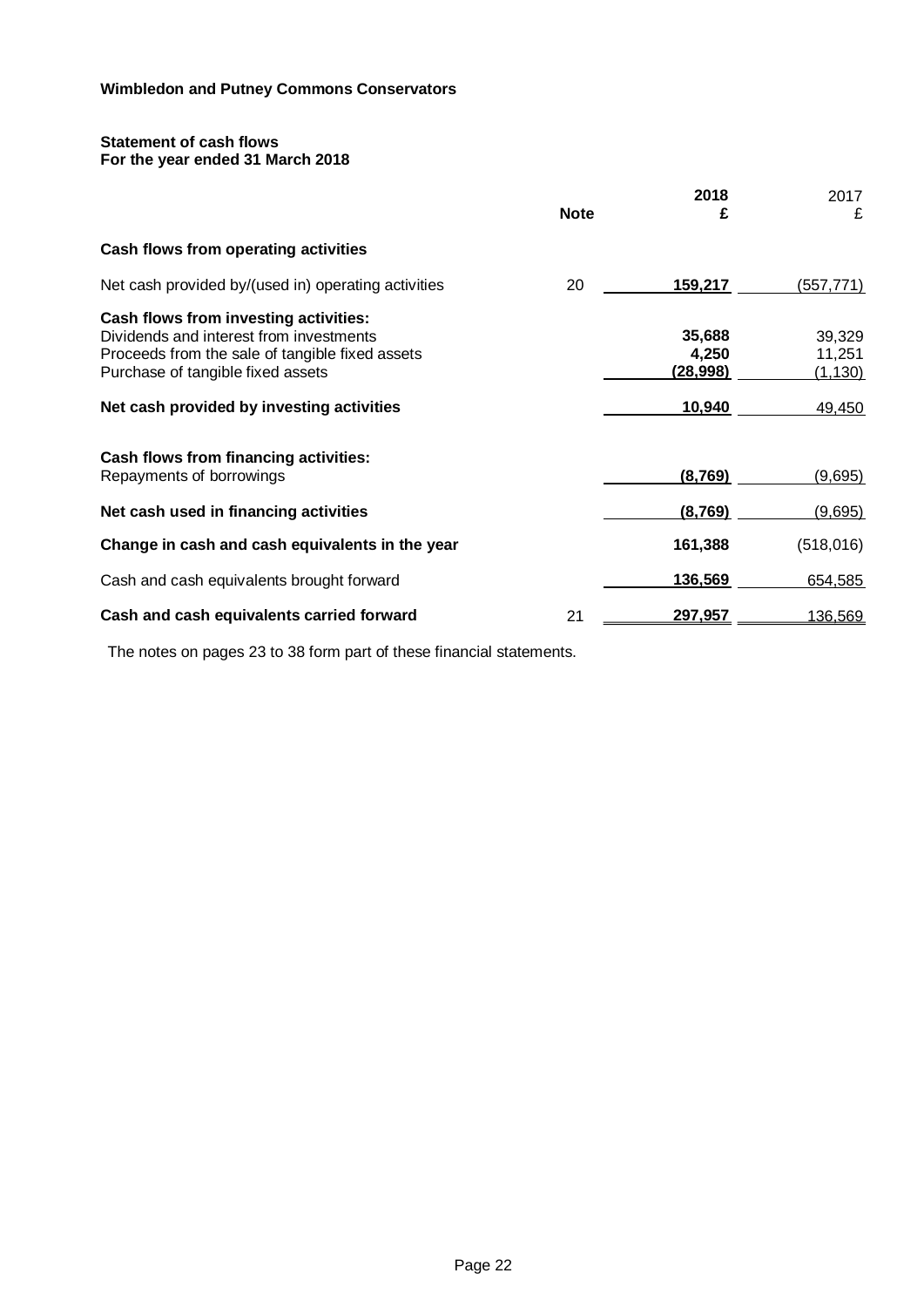**Wimbledon and Putney Commons Conservators**

**Statement of cash flows**
**For the year ended 31 March 2018**

| | Note | 2018 £ | 2017 £ |
|---|---|---|---|
| **Cash flows from operating activities** | | | |
| Net cash provided by/(used in) operating activities | 20 | **159,217** | (557,771) |
| **Cash flows from investing activities:** | | | |
| Dividends and interest from investments | | **35,688** | 39,329 |
| Proceeds from the sale of tangible fixed assets | | **4,250** | 11,251 |
| Purchase of tangible fixed assets | | **(28,998)** | (1,130) |
| **Net cash provided by investing activities** | | **10,940** | 49,450 |
| **Cash flows from financing activities:** | | | |
| Repayments of borrowings | | **(8,769)** | (9,695) |
| **Net cash used in financing activities** | | **(8,769)** | (9,695) |
| **Change in cash and cash equivalents in the year** | | **161,388** | (518,016) |
| Cash and cash equivalents brought forward | | **136,569** | 654,585 |
| **Cash and cash equivalents carried forward** | 21 | **297,957** | 136,569 |

The notes on pages 23 to 38 form part of these financial statements.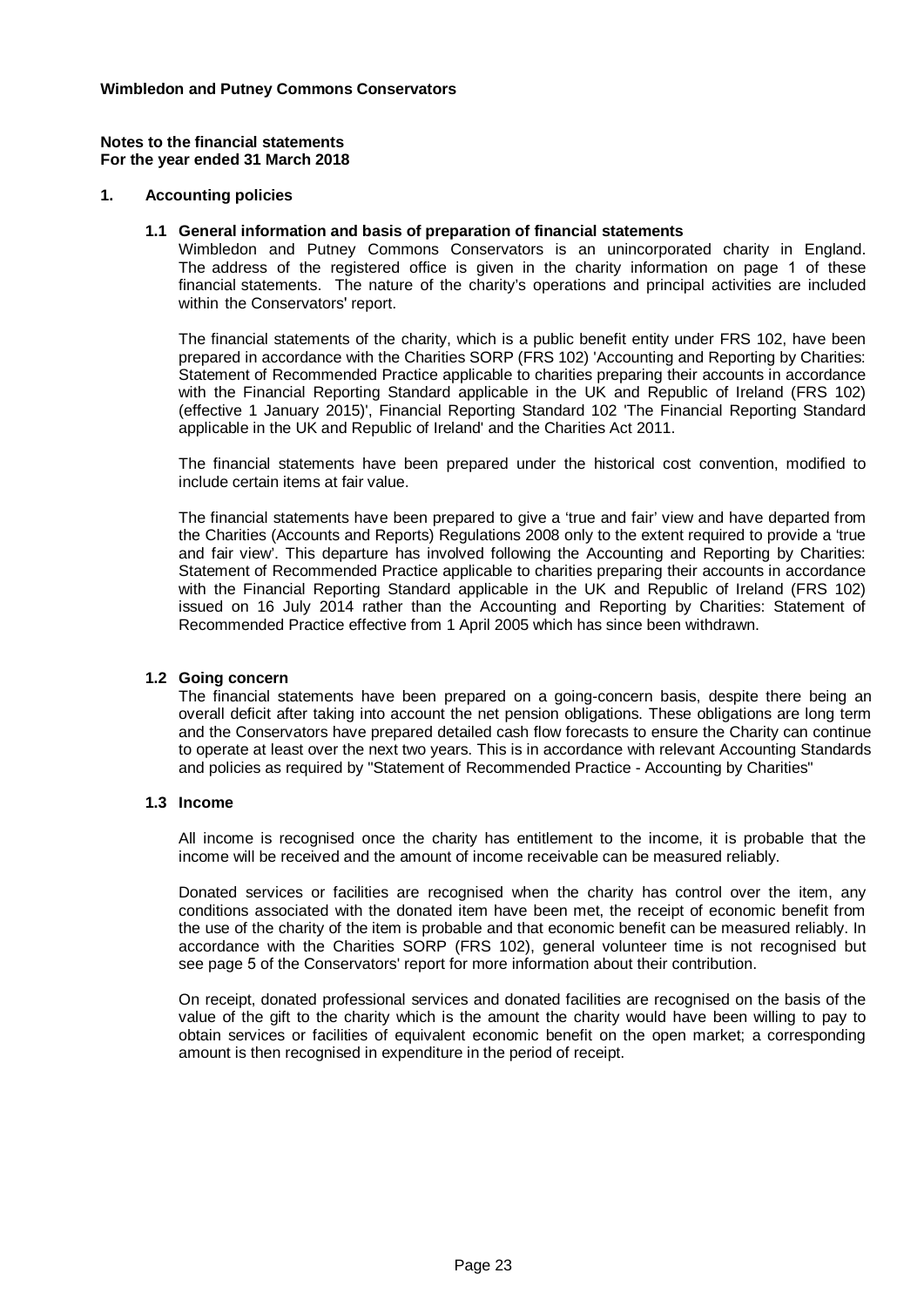**Wimbledon and Putney Commons Conservators**

**Notes to the financial statements**
**For the year ended 31 March 2018**

## 1. Accounting policies

### 1.1 General information and basis of preparation of financial statements

Wimbledon and Putney Commons Conservators is an unincorporated charity in England. The address of the registered office is given in the charity information on page 1 of these financial statements. The nature of the charity's operations and principal activities are included within the Conservators' report.

The financial statements of the charity, which is a public benefit entity under FRS 102, have been prepared in accordance with the Charities SORP (FRS 102) 'Accounting and Reporting by Charities: Statement of Recommended Practice applicable to charities preparing their accounts in accordance with the Financial Reporting Standard applicable in the UK and Republic of Ireland (FRS 102) (effective 1 January 2015)', Financial Reporting Standard 102 'The Financial Reporting Standard applicable in the UK and Republic of Ireland' and the Charities Act 2011.

The financial statements have been prepared under the historical cost convention, modified to include certain items at fair value.

The financial statements have been prepared to give a 'true and fair' view and have departed from the Charities (Accounts and Reports) Regulations 2008 only to the extent required to provide a 'true and fair view'. This departure has involved following the Accounting and Reporting by Charities: Statement of Recommended Practice applicable to charities preparing their accounts in accordance with the Financial Reporting Standard applicable in the UK and Republic of Ireland (FRS 102) issued on 16 July 2014 rather than the Accounting and Reporting by Charities: Statement of Recommended Practice effective from 1 April 2005 which has since been withdrawn.

### 1.2 Going concern

The financial statements have been prepared on a going-concern basis, despite there being an overall deficit after taking into account the net pension obligations. These obligations are long term and the Conservators have prepared detailed cash flow forecasts to ensure the Charity can continue to operate at least over the next two years. This is in accordance with relevant Accounting Standards and policies as required by "Statement of Recommended Practice - Accounting by Charities"

### 1.3 Income

All income is recognised once the charity has entitlement to the income, it is probable that the income will be received and the amount of income receivable can be measured reliably.

Donated services or facilities are recognised when the charity has control over the item, any conditions associated with the donated item have been met, the receipt of economic benefit from the use of the charity of the item is probable and that economic benefit can be measured reliably. In accordance with the Charities SORP (FRS 102), general volunteer time is not recognised but see page 5 of the Conservators' report for more information about their contribution.

On receipt, donated professional services and donated facilities are recognised on the basis of the value of the gift to the charity which is the amount the charity would have been willing to pay to obtain services or facilities of equivalent economic benefit on the open market; a corresponding amount is then recognised in expenditure in the period of receipt.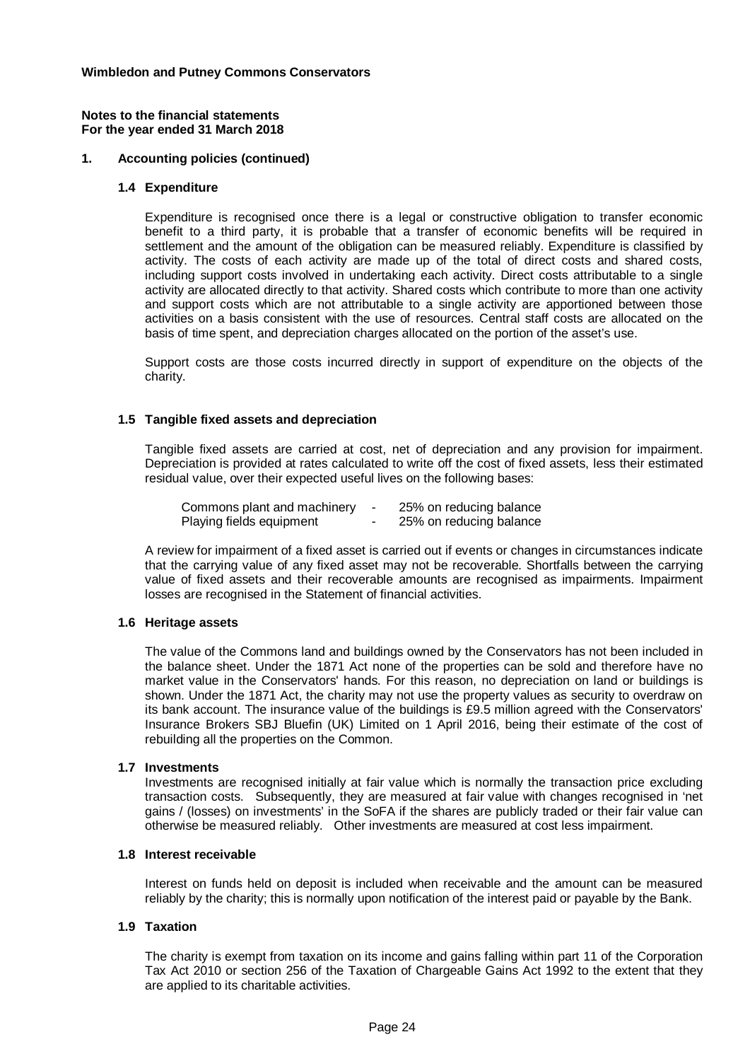**Wimbledon and Putney Commons Conservators**

**Notes to the financial statements**
**For the year ended 31 March 2018**

## 1. Accounting policies (continued)

### 1.4 Expenditure

Expenditure is recognised once there is a legal or constructive obligation to transfer economic benefit to a third party, it is probable that a transfer of economic benefits will be required in settlement and the amount of the obligation can be measured reliably. Expenditure is classified by activity. The costs of each activity are made up of the total of direct costs and shared costs, including support costs involved in undertaking each activity. Direct costs attributable to a single activity are allocated directly to that activity. Shared costs which contribute to more than one activity and support costs which are not attributable to a single activity are apportioned between those activities on a basis consistent with the use of resources. Central staff costs are allocated on the basis of time spent, and depreciation charges allocated on the portion of the asset's use.

Support costs are those costs incurred directly in support of expenditure on the objects of the charity.

### 1.5 Tangible fixed assets and depreciation

Tangible fixed assets are carried at cost, net of depreciation and any provision for impairment. Depreciation is provided at rates calculated to write off the cost of fixed assets, less their estimated residual value, over their expected useful lives on the following bases:

| | | |
|---|---|---|
| Commons plant and machinery | - | 25% on reducing balance |
| Playing fields equipment | - | 25% on reducing balance |

A review for impairment of a fixed asset is carried out if events or changes in circumstances indicate that the carrying value of any fixed asset may not be recoverable. Shortfalls between the carrying value of fixed assets and their recoverable amounts are recognised as impairments. Impairment losses are recognised in the Statement of financial activities.

### 1.6 Heritage assets

The value of the Commons land and buildings owned by the Conservators has not been included in the balance sheet. Under the 1871 Act none of the properties can be sold and therefore have no market value in the Conservators' hands. For this reason, no depreciation on land or buildings is shown. Under the 1871 Act, the charity may not use the property values as security to overdraw on its bank account. The insurance value of the buildings is £9.5 million agreed with the Conservators' Insurance Brokers SBJ Bluefin (UK) Limited on 1 April 2016, being their estimate of the cost of rebuilding all the properties on the Common.

### 1.7 Investments

Investments are recognised initially at fair value which is normally the transaction price excluding transaction costs. Subsequently, they are measured at fair value with changes recognised in 'net gains / (losses) on investments' in the SoFA if the shares are publicly traded or their fair value can otherwise be measured reliably. Other investments are measured at cost less impairment.

### 1.8 Interest receivable

Interest on funds held on deposit is included when receivable and the amount can be measured reliably by the charity; this is normally upon notification of the interest paid or payable by the Bank.

### 1.9 Taxation

The charity is exempt from taxation on its income and gains falling within part 11 of the Corporation Tax Act 2010 or section 256 of the Taxation of Chargeable Gains Act 1992 to the extent that they are applied to its charitable activities.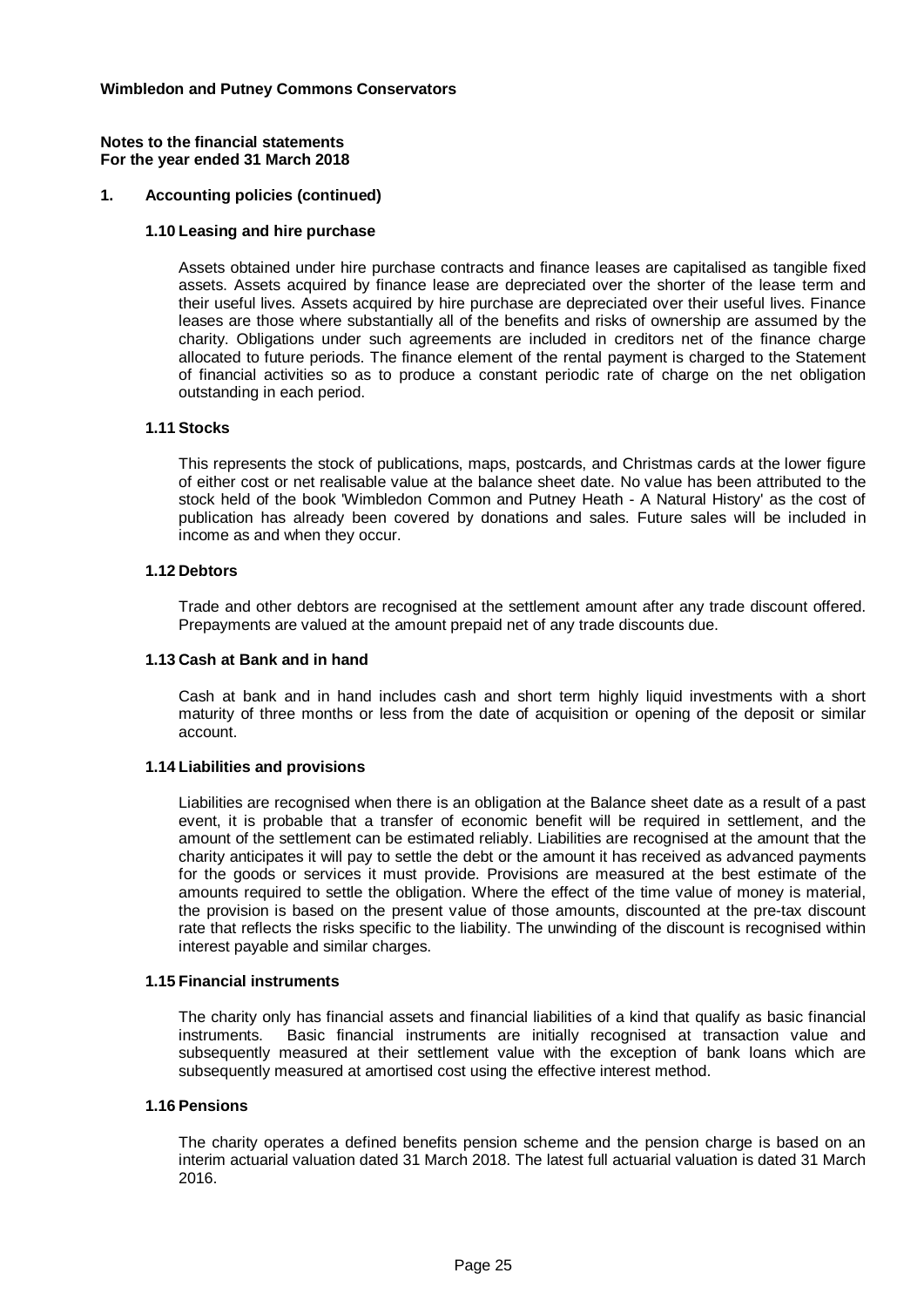**Wimbledon and Putney Commons Conservators**

**Notes to the financial statements**
**For the year ended 31 March 2018**

## 1. Accounting policies (continued)

### 1.10 Leasing and hire purchase

Assets obtained under hire purchase contracts and finance leases are capitalised as tangible fixed assets. Assets acquired by finance lease are depreciated over the shorter of the lease term and their useful lives. Assets acquired by hire purchase are depreciated over their useful lives. Finance leases are those where substantially all of the benefits and risks of ownership are assumed by the charity. Obligations under such agreements are included in creditors net of the finance charge allocated to future periods. The finance element of the rental payment is charged to the Statement of financial activities so as to produce a constant periodic rate of charge on the net obligation outstanding in each period.

### 1.11 Stocks

This represents the stock of publications, maps, postcards, and Christmas cards at the lower figure of either cost or net realisable value at the balance sheet date. No value has been attributed to the stock held of the book 'Wimbledon Common and Putney Heath - A Natural History' as the cost of publication has already been covered by donations and sales. Future sales will be included in income as and when they occur.

### 1.12 Debtors

Trade and other debtors are recognised at the settlement amount after any trade discount offered. Prepayments are valued at the amount prepaid net of any trade discounts due.

### 1.13 Cash at Bank and in hand

Cash at bank and in hand includes cash and short term highly liquid investments with a short maturity of three months or less from the date of acquisition or opening of the deposit or similar account.

### 1.14 Liabilities and provisions

Liabilities are recognised when there is an obligation at the Balance sheet date as a result of a past event, it is probable that a transfer of economic benefit will be required in settlement, and the amount of the settlement can be estimated reliably. Liabilities are recognised at the amount that the charity anticipates it will pay to settle the debt or the amount it has received as advanced payments for the goods or services it must provide. Provisions are measured at the best estimate of the amounts required to settle the obligation. Where the effect of the time value of money is material, the provision is based on the present value of those amounts, discounted at the pre-tax discount rate that reflects the risks specific to the liability. The unwinding of the discount is recognised within interest payable and similar charges.

### 1.15 Financial instruments

The charity only has financial assets and financial liabilities of a kind that qualify as basic financial instruments. Basic financial instruments are initially recognised at transaction value and subsequently measured at their settlement value with the exception of bank loans which are subsequently measured at amortised cost using the effective interest method.

### 1.16 Pensions

The charity operates a defined benefits pension scheme and the pension charge is based on an interim actuarial valuation dated 31 March 2018. The latest full actuarial valuation is dated 31 March 2016.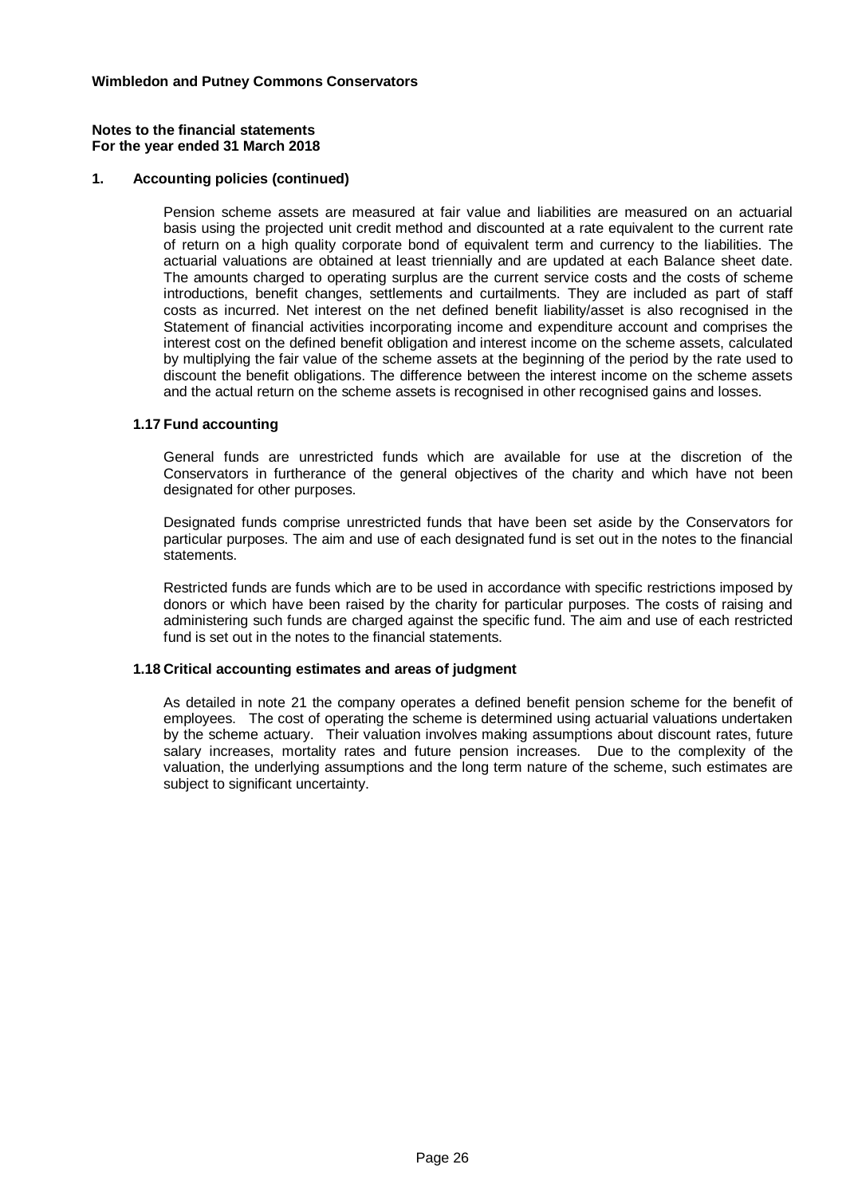**Wimbledon and Putney Commons Conservators**

**Notes to the financial statements**
**For the year ended 31 March 2018**

## 1. Accounting policies (continued)

Pension scheme assets are measured at fair value and liabilities are measured on an actuarial basis using the projected unit credit method and discounted at a rate equivalent to the current rate of return on a high quality corporate bond of equivalent term and currency to the liabilities. The actuarial valuations are obtained at least triennially and are updated at each Balance sheet date. The amounts charged to operating surplus are the current service costs and the costs of scheme introductions, benefit changes, settlements and curtailments. They are included as part of staff costs as incurred. Net interest on the net defined benefit liability/asset is also recognised in the Statement of financial activities incorporating income and expenditure account and comprises the interest cost on the defined benefit obligation and interest income on the scheme assets, calculated by multiplying the fair value of the scheme assets at the beginning of the period by the rate used to discount the benefit obligations. The difference between the interest income on the scheme assets and the actual return on the scheme assets is recognised in other recognised gains and losses.

### 1.17 Fund accounting

General funds are unrestricted funds which are available for use at the discretion of the Conservators in furtherance of the general objectives of the charity and which have not been designated for other purposes.

Designated funds comprise unrestricted funds that have been set aside by the Conservators for particular purposes. The aim and use of each designated fund is set out in the notes to the financial statements.

Restricted funds are funds which are to be used in accordance with specific restrictions imposed by donors or which have been raised by the charity for particular purposes. The costs of raising and administering such funds are charged against the specific fund. The aim and use of each restricted fund is set out in the notes to the financial statements.

### 1.18 Critical accounting estimates and areas of judgment

As detailed in note 21 the company operates a defined benefit pension scheme for the benefit of employees. The cost of operating the scheme is determined using actuarial valuations undertaken by the scheme actuary. Their valuation involves making assumptions about discount rates, future salary increases, mortality rates and future pension increases. Due to the complexity of the valuation, the underlying assumptions and the long term nature of the scheme, such estimates are subject to significant uncertainty.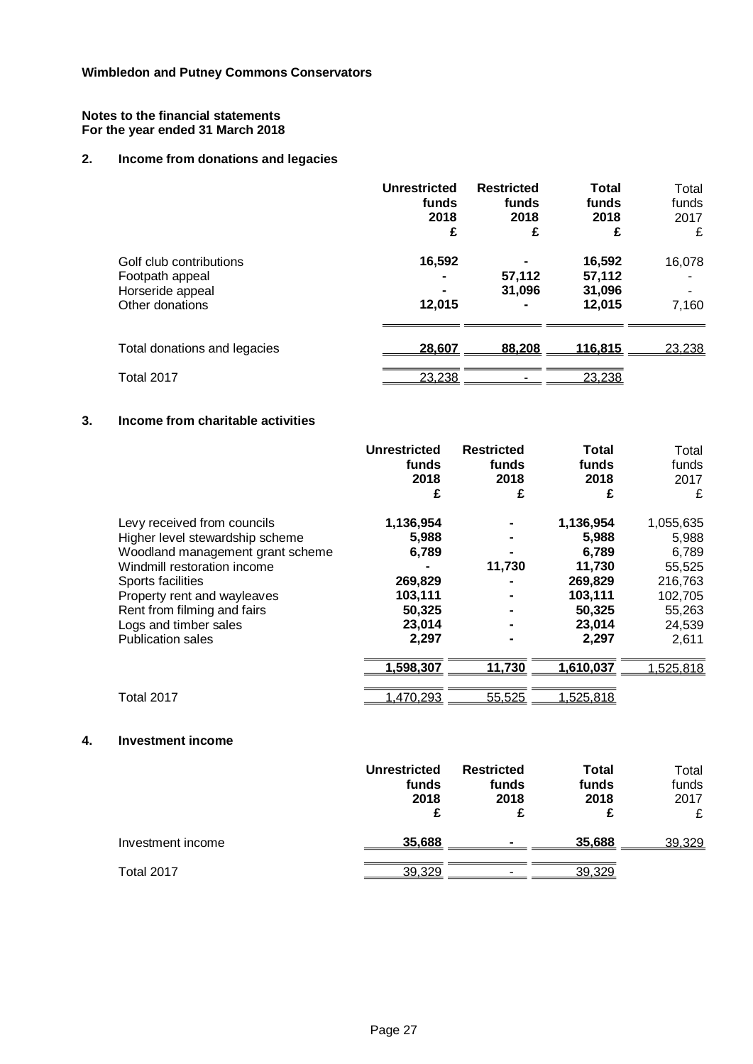**Wimbledon and Putney Commons Conservators**

**Notes to the financial statements**
**For the year ended 31 March 2018**

## 2. Income from donations and legacies

| | **Unrestricted funds 2018 £** | **Restricted funds 2018 £** | **Total funds 2018 £** | Total funds 2017 £ |
|---|---|---|---|---|
| Golf club contributions | **16,592** | **-** | **16,592** | 16,078 |
| Footpath appeal | **-** | **57,112** | **57,112** | - |
| Horseride appeal | **-** | **31,096** | **31,096** | - |
| Other donations | **12,015** | **-** | **12,015** | 7,160 |
| Total donations and legacies | **28,607** | **88,208** | **116,815** | 23,238 |
| Total 2017 | 23,238 | - | 23,238 | |

## 3. Income from charitable activities

| | **Unrestricted funds 2018 £** | **Restricted funds 2018 £** | **Total funds 2018 £** | Total funds 2017 £ |
|---|---|---|---|---|
| Levy received from councils | **1,136,954** | **-** | **1,136,954** | 1,055,635 |
| Higher level stewardship scheme | **5,988** | **-** | **5,988** | 5,988 |
| Woodland management grant scheme | **6,789** | **-** | **6,789** | 6,789 |
| Windmill restoration income | **-** | **11,730** | **11,730** | 55,525 |
| Sports facilities | **269,829** | **-** | **269,829** | 216,763 |
| Property rent and wayleaves | **103,111** | **-** | **103,111** | 102,705 |
| Rent from filming and fairs | **50,325** | **-** | **50,325** | 55,263 |
| Logs and timber sales | **23,014** | **-** | **23,014** | 24,539 |
| Publication sales | **2,297** | **-** | **2,297** | 2,611 |
| | **1,598,307** | **11,730** | **1,610,037** | 1,525,818 |
| Total 2017 | 1,470,293 | 55,525 | 1,525,818 | |

## 4. Investment income

| | **Unrestricted funds 2018 £** | **Restricted funds 2018 £** | **Total funds 2018 £** | Total funds 2017 £ |
|---|---|---|---|---|
| Investment income | **35,688** | **-** | **35,688** | 39,329 |
| Total 2017 | 39,329 | - | 39,329 | |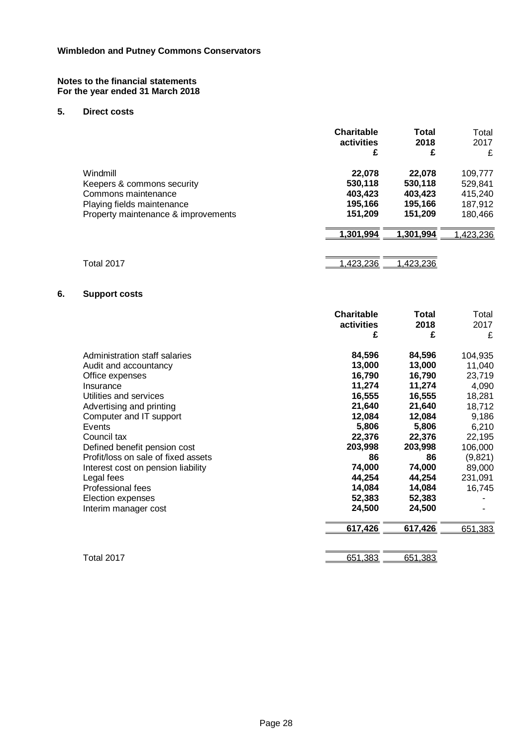**Wimbledon and Putney Commons Conservators**

**Notes to the financial statements**
**For the year ended 31 March 2018**

## 5. Direct costs

| | **Charitable activities £** | **Total 2018 £** | Total 2017 £ |
|---|---|---|---|
| Windmill | **22,078** | **22,078** | 109,777 |
| Keepers & commons security | **530,118** | **530,118** | 529,841 |
| Commons maintenance | **403,423** | **403,423** | 415,240 |
| Playing fields maintenance | **195,166** | **195,166** | 187,912 |
| Property maintenance & improvements | **151,209** | **151,209** | 180,466 |
| | **1,301,994** | **1,301,994** | 1,423,236 |
| Total 2017 | 1,423,236 | 1,423,236 | |

## 6. Support costs

| | **Charitable activities £** | **Total 2018 £** | Total 2017 £ |
|---|---|---|---|
| Administration staff salaries | **84,596** | **84,596** | 104,935 |
| Audit and accountancy | **13,000** | **13,000** | 11,040 |
| Office expenses | **16,790** | **16,790** | 23,719 |
| Insurance | **11,274** | **11,274** | 4,090 |
| Utilities and services | **16,555** | **16,555** | 18,281 |
| Advertising and printing | **21,640** | **21,640** | 18,712 |
| Computer and IT support | **12,084** | **12,084** | 9,186 |
| Events | **5,806** | **5,806** | 6,210 |
| Council tax | **22,376** | **22,376** | 22,195 |
| Defined benefit pension cost | **203,998** | **203,998** | 106,000 |
| Profit/loss on sale of fixed assets | **86** | **86** | (9,821) |
| Interest cost on pension liability | **74,000** | **74,000** | 89,000 |
| Legal fees | **44,254** | **44,254** | 231,091 |
| Professional fees | **14,084** | **14,084** | 16,745 |
| Election expenses | **52,383** | **52,383** | - |
| Interim manager cost | **24,500** | **24,500** | - |
| | **617,426** | **617,426** | 651,383 |
| Total 2017 | 651,383 | 651,383 | |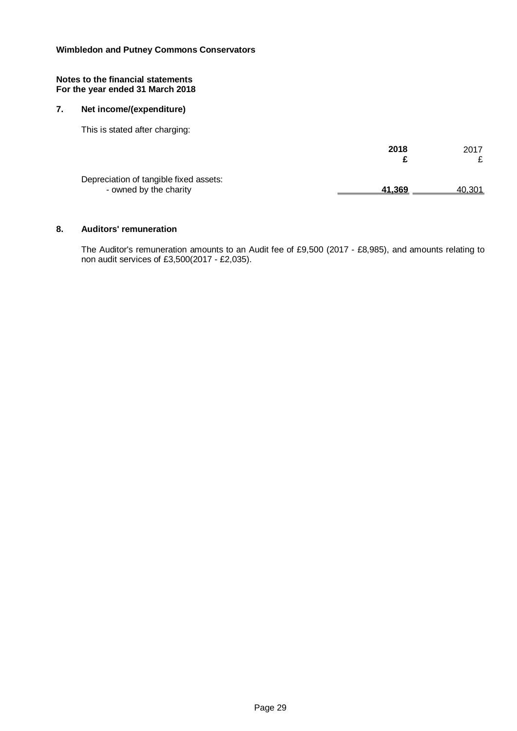**Wimbledon and Putney Commons Conservators**

**Notes to the financial statements**
**For the year ended 31 March 2018**

## 7. Net income/(expenditure)

This is stated after charging:

| | **2018** | 2017 |
|---|---|---|
| | **£** | £ |
| Depreciation of tangible fixed assets: | | |
| - owned by the charity | **41,369** | 40,301 |

## 8. Auditors' remuneration

The Auditor's remuneration amounts to an Audit fee of £9,500 (2017 - £8,985), and amounts relating to non audit services of £3,500(2017 - £2,035).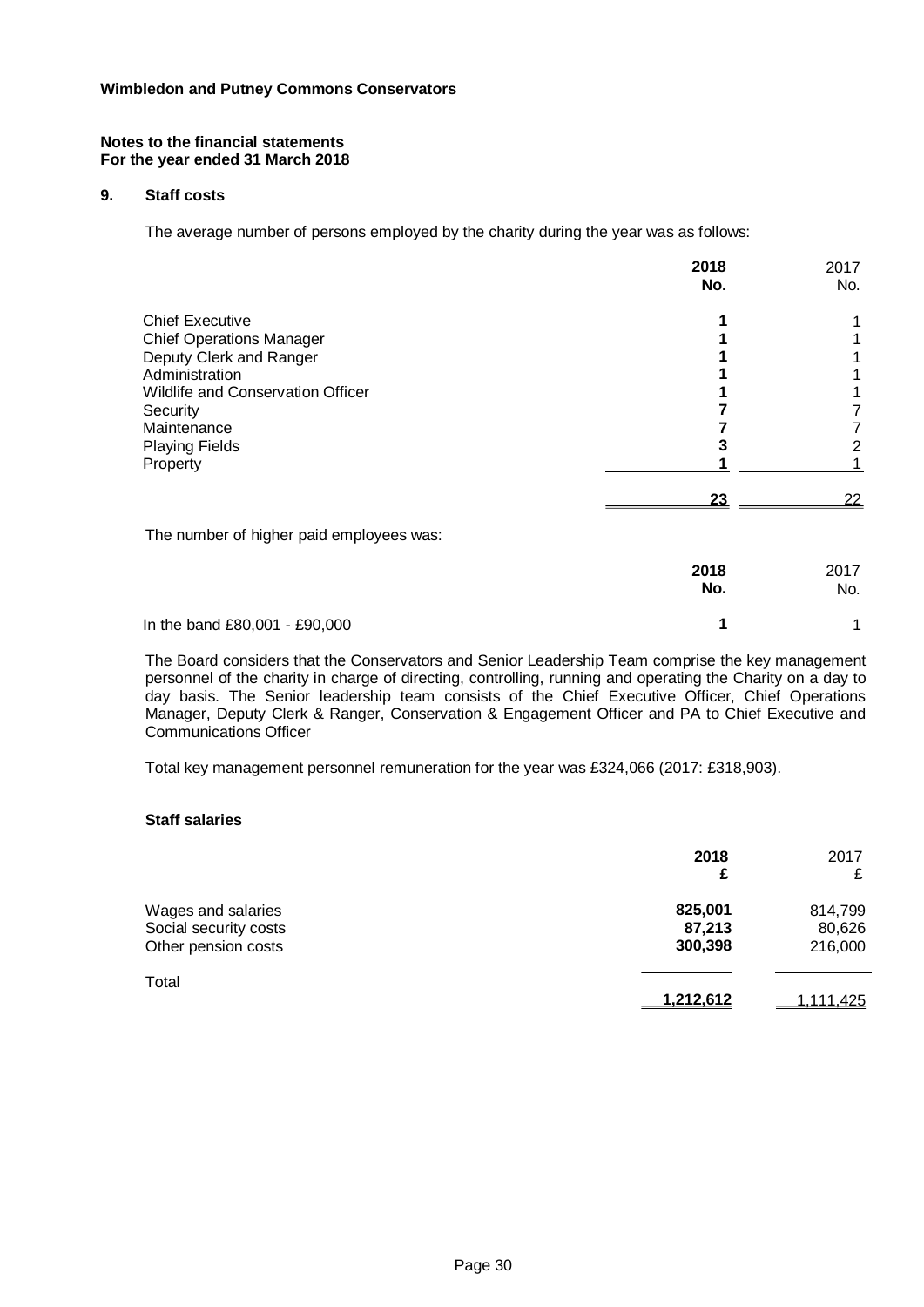**Wimbledon and Putney Commons Conservators**

**Notes to the financial statements**
**For the year ended 31 March 2018**

## 9. Staff costs

The average number of persons employed by the charity during the year was as follows:

| | **2018 No.** | 2017 No. |
|---|---|---|
| Chief Executive | **1** | 1 |
| Chief Operations Manager | **1** | 1 |
| Deputy Clerk and Ranger | **1** | 1 |
| Administration | **1** | 1 |
| Wildlife and Conservation Officer | **1** | 1 |
| Security | **7** | 7 |
| Maintenance | **7** | 7 |
| Playing Fields | **3** | 2 |
| Property | **1** | 1 |
| | **23** | 22 |

The number of higher paid employees was:

| | **2018 No.** | 2017 No. |
|---|---|---|
| In the band £80,001 - £90,000 | **1** | 1 |

The Board considers that the Conservators and Senior Leadership Team comprise the key management personnel of the charity in charge of directing, controlling, running and operating the Charity on a day to day basis. The Senior leadership team consists of the Chief Executive Officer, Chief Operations Manager, Deputy Clerk & Ranger, Conservation & Engagement Officer and PA to Chief Executive and Communications Officer

Total key management personnel remuneration for the year was £324,066 (2017: £318,903).

### Staff salaries

| | **2018 £** | 2017 £ |
|---|---|---|
| Wages and salaries | **825,001** | 814,799 |
| Social security costs | **87,213** | 80,626 |
| Other pension costs | **300,398** | 216,000 |
| Total | **1,212,612** | 1,111,425 |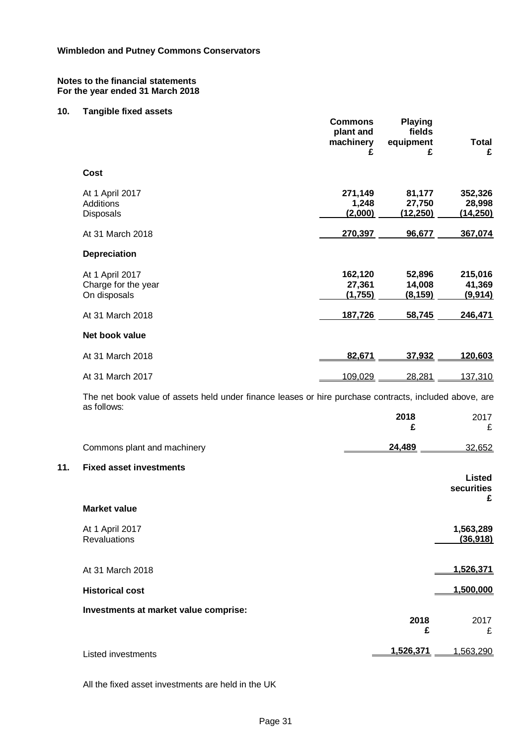**Wimbledon and Putney Commons Conservators**

**Notes to the financial statements**
**For the year ended 31 March 2018**

## 10. Tangible fixed assets

| | Commons plant and machinery £ | Playing fields equipment £ | Total £ |
|---|---|---|---|
| **Cost** | | | |
| At 1 April 2017 | 271,149 | 81,177 | 352,326 |
| Additions | 1,248 | 27,750 | 28,998 |
| Disposals | (2,000) | (12,250) | (14,250) |
| At 31 March 2018 | 270,397 | 96,677 | 367,074 |
| **Depreciation** | | | |
| At 1 April 2017 | 162,120 | 52,896 | 215,016 |
| Charge for the year | 27,361 | 14,008 | 41,369 |
| On disposals | (1,755) | (8,159) | (9,914) |
| At 31 March 2018 | 187,726 | 58,745 | 246,471 |
| **Net book value** | | | |
| At 31 March 2018 | 82,671 | 37,932 | 120,603 |
| At 31 March 2017 | 109,029 | 28,281 | 137,310 |

The net book value of assets held under finance leases or hire purchase contracts, included above, are as follows:

| | 2018 £ | 2017 £ |
|---|---|---|
| Commons plant and machinery | 24,489 | 32,652 |

## 11. Fixed asset investments

| | Listed securities £ |
|---|---|
| **Market value** | |
| At 1 April 2017 | 1,563,289 |
| Revaluations | (36,918) |
| At 31 March 2018 | 1,526,371 |
| **Historical cost** | 1,500,000 |

**Investments at market value comprise:**

| | 2018 £ | 2017 £ |
|---|---|---|
| Listed investments | 1,526,371 | 1,563,290 |

All the fixed asset investments are held in the UK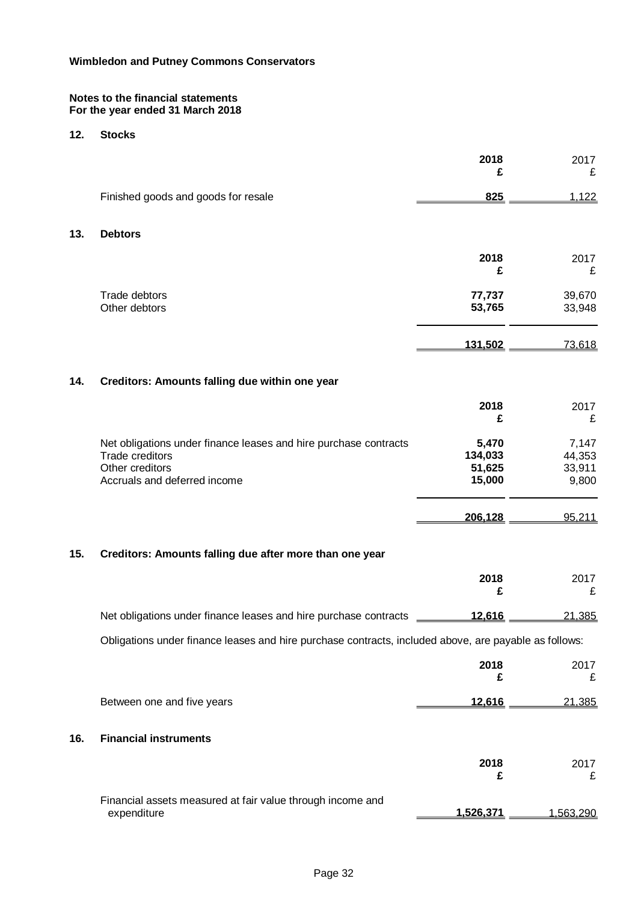**Wimbledon and Putney Commons Conservators**

**Notes to the financial statements**
**For the year ended 31 March 2018**

## 12. Stocks

| | **2018** **£** | 2017 £ |
|---|---|---|
| Finished goods and goods for resale | **825** | 1,122 |

## 13. Debtors

| | **2018** **£** | 2017 £ |
|---|---|---|
| Trade debtors | **77,737** | 39,670 |
| Other debtors | **53,765** | 33,948 |
| | **131,502** | 73,618 |

## 14. Creditors: Amounts falling due within one year

| | **2018** **£** | 2017 £ |
|---|---|---|
| Net obligations under finance leases and hire purchase contracts | **5,470** | 7,147 |
| Trade creditors | **134,033** | 44,353 |
| Other creditors | **51,625** | 33,911 |
| Accruals and deferred income | **15,000** | 9,800 |
| | **206,128** | 95,211 |

## 15. Creditors: Amounts falling due after more than one year

| | **2018** **£** | 2017 £ |
|---|---|---|
| Net obligations under finance leases and hire purchase contracts | **12,616** | 21,385 |

Obligations under finance leases and hire purchase contracts, included above, are payable as follows:

| | **2018** **£** | 2017 £ |
|---|---|---|
| Between one and five years | **12,616** | 21,385 |

## 16. Financial instruments

| | **2018** **£** | 2017 £ |
|---|---|---|
| Financial assets measured at fair value through income and expenditure | **1,526,371** | 1,563,290 |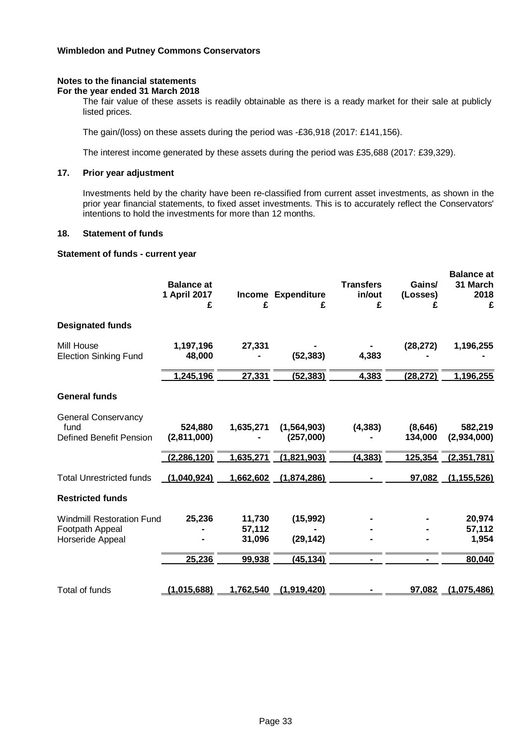**Wimbledon and Putney Commons Conservators**

**Notes to the financial statements**
**For the year ended 31 March 2018**

The fair value of these assets is readily obtainable as there is a ready market for their sale at publicly listed prices.

The gain/(loss) on these assets during the period was -£36,918 (2017: £141,156).

The interest income generated by these assets during the period was £35,688 (2017: £39,329).

## 17. Prior year adjustment

Investments held by the charity have been re-classified from current asset investments, as shown in the prior year financial statements, to fixed asset investments. This is to accurately reflect the Conservators' intentions to hold the investments for more than 12 months.

## 18. Statement of funds

**Statement of funds - current year**

| | Balance at 1 April 2017 £ | Income £ | Expenditure £ | Transfers in/out £ | Gains/ (Losses) £ | Balance at 31 March 2018 £ |
|---|---|---|---|---|---|---|
| **Designated funds** | | | | | | |
| Mill House | 1,197,196 | 27,331 | - | - | (28,272) | 1,196,255 |
| Election Sinking Fund | 48,000 | - | (52,383) | 4,383 | - | - |
| | 1,245,196 | 27,331 | (52,383) | 4,383 | (28,272) | 1,196,255 |
| **General funds** | | | | | | |
| General Conservancy fund | 524,880 | 1,635,271 | (1,564,903) | (4,383) | (8,646) | 582,219 |
| Defined Benefit Pension | (2,811,000) | - | (257,000) | - | 134,000 | (2,934,000) |
| | (2,286,120) | 1,635,271 | (1,821,903) | (4,383) | 125,354 | (2,351,781) |
| Total Unrestricted funds | (1,040,924) | 1,662,602 | (1,874,286) | - | 97,082 | (1,155,526) |
| **Restricted funds** | | | | | | |
| Windmill Restoration Fund | 25,236 | 11,730 | (15,992) | - | - | 20,974 |
| Footpath Appeal | - | 57,112 | - | - | - | 57,112 |
| Horseride Appeal | - | 31,096 | (29,142) | - | - | 1,954 |
| | 25,236 | 99,938 | (45,134) | - | - | 80,040 |
| Total of funds | (1,015,688) | 1,762,540 | (1,919,420) | - | 97,082 | (1,075,486) |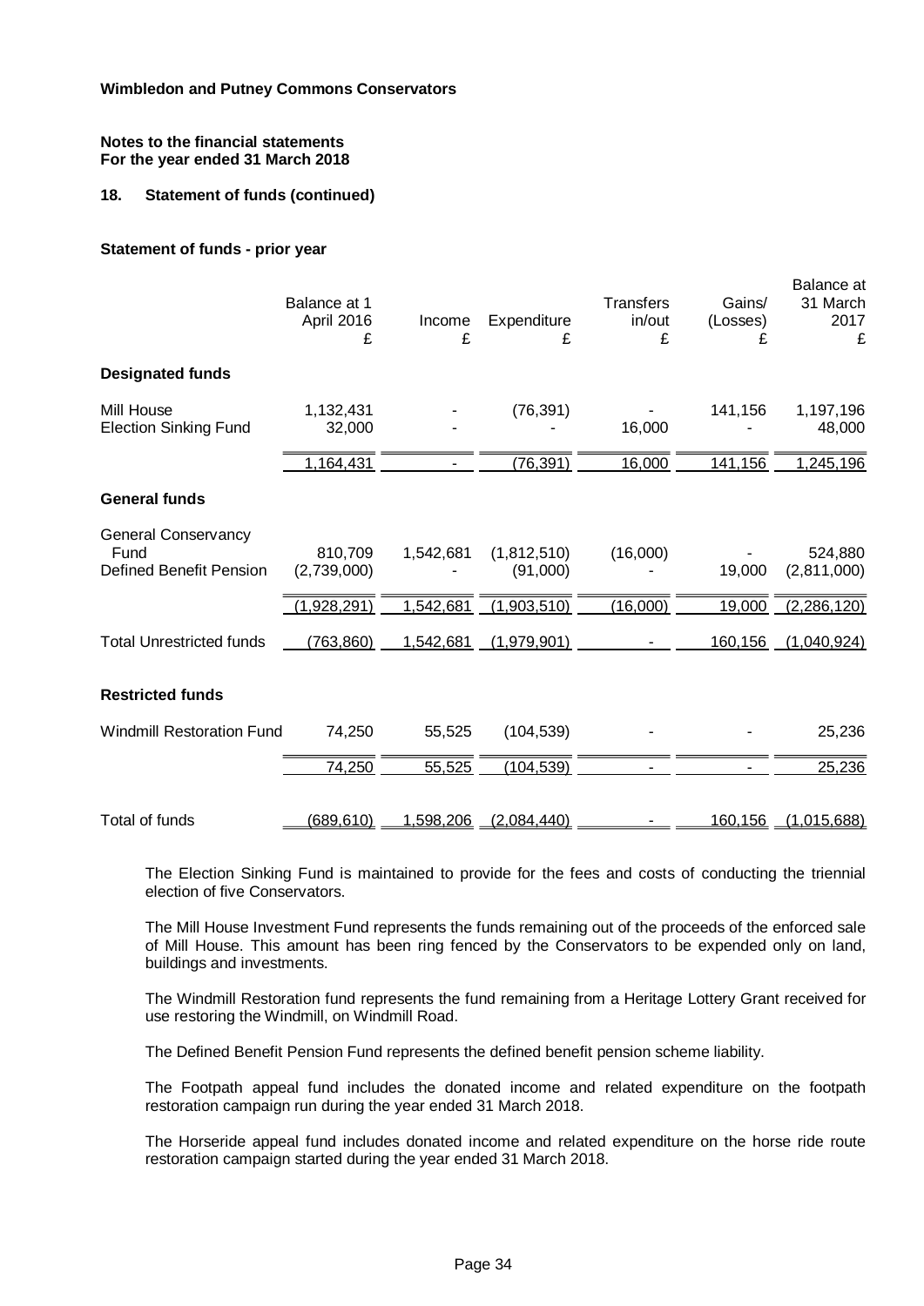**Wimbledon and Putney Commons Conservators**

**Notes to the financial statements**
**For the year ended 31 March 2018**

## 18. Statement of funds (continued)

### Statement of funds - prior year

| | Balance at 1 April 2016 £ | Income £ | Expenditure £ | Transfers in/out £ | Gains/ (Losses) £ | Balance at 31 March 2017 £ |
|---|---|---|---|---|---|---|
| **Designated funds** | | | | | | |
| Mill House | 1,132,431 | - | (76,391) | - | 141,156 | 1,197,196 |
| Election Sinking Fund | 32,000 | - | - | 16,000 | - | 48,000 |
| | 1,164,431 | - | (76,391) | 16,000 | 141,156 | 1,245,196 |
| **General funds** | | | | | | |
| General Conservancy Fund | 810,709 | 1,542,681 | (1,812,510) | (16,000) | - | 524,880 |
| Defined Benefit Pension | (2,739,000) | - | (91,000) | - | 19,000 | (2,811,000) |
| | (1,928,291) | 1,542,681 | (1,903,510) | (16,000) | 19,000 | (2,286,120) |
| Total Unrestricted funds | (763,860) | 1,542,681 | (1,979,901) | - | 160,156 | (1,040,924) |
| **Restricted funds** | | | | | | |
| Windmill Restoration Fund | 74,250 | 55,525 | (104,539) | - | - | 25,236 |
| | 74,250 | 55,525 | (104,539) | - | - | 25,236 |
| Total of funds | (689,610) | 1,598,206 | (2,084,440) | - | 160,156 | (1,015,688) |

The Election Sinking Fund is maintained to provide for the fees and costs of conducting the triennial election of five Conservators.

The Mill House Investment Fund represents the funds remaining out of the proceeds of the enforced sale of Mill House. This amount has been ring fenced by the Conservators to be expended only on land, buildings and investments.

The Windmill Restoration fund represents the fund remaining from a Heritage Lottery Grant received for use restoring the Windmill, on Windmill Road.

The Defined Benefit Pension Fund represents the defined benefit pension scheme liability.

The Footpath appeal fund includes the donated income and related expenditure on the footpath restoration campaign run during the year ended 31 March 2018.

The Horseride appeal fund includes donated income and related expenditure on the horse ride route restoration campaign started during the year ended 31 March 2018.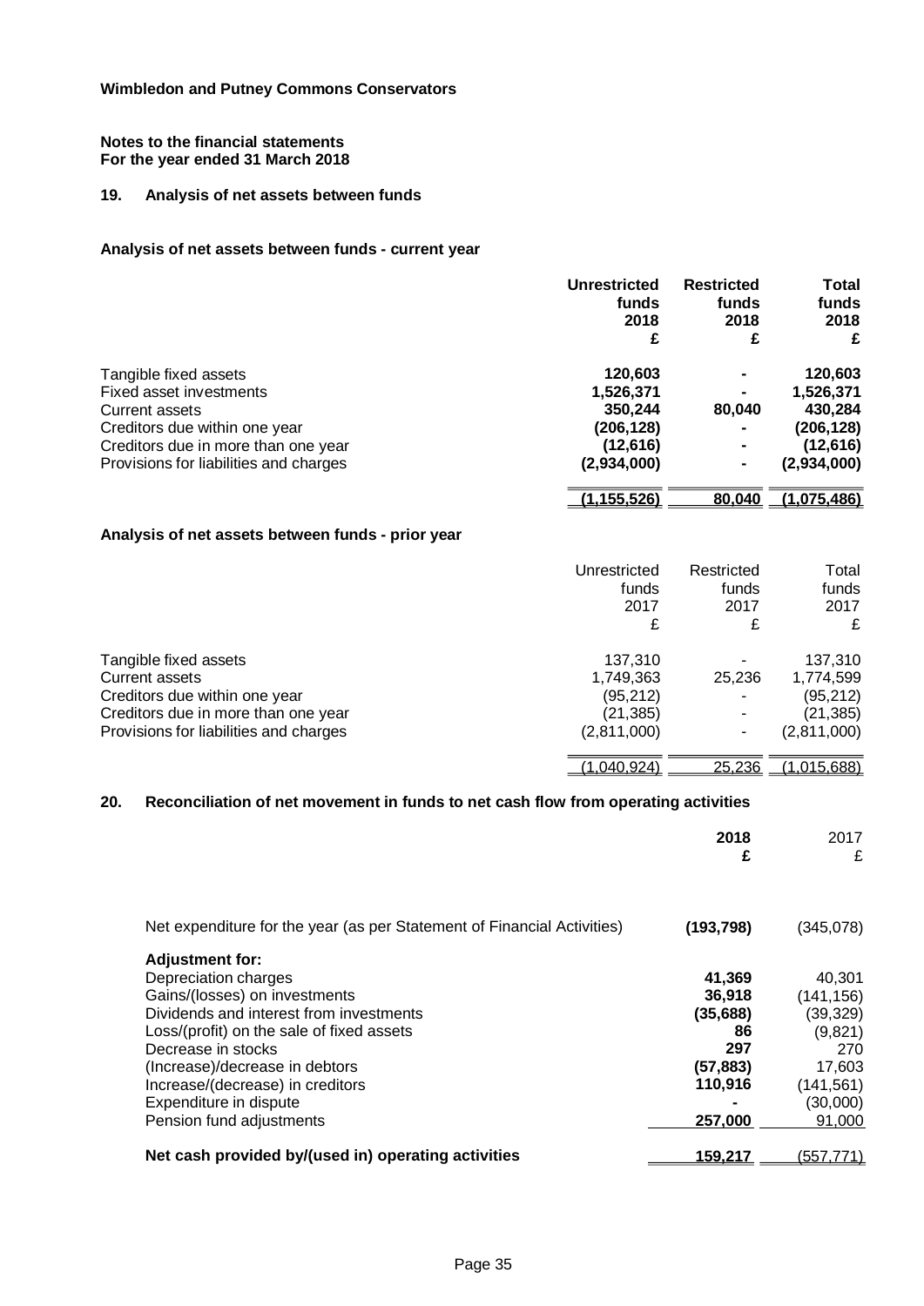**Wimbledon and Putney Commons Conservators**

**Notes to the financial statements**
**For the year ended 31 March 2018**

## 19. Analysis of net assets between funds

### Analysis of net assets between funds - current year

| | **Unrestricted funds 2018 £** | **Restricted funds 2018 £** | **Total funds 2018 £** |
|---|---|---|---|
| Tangible fixed assets | **120,603** | **-** | **120,603** |
| Fixed asset investments | **1,526,371** | **-** | **1,526,371** |
| Current assets | **350,244** | **80,040** | **430,284** |
| Creditors due within one year | **(206,128)** | **-** | **(206,128)** |
| Creditors due in more than one year | **(12,616)** | **-** | **(12,616)** |
| Provisions for liabilities and charges | **(2,934,000)** | **-** | **(2,934,000)** |
| | **(1,155,526)** | **80,040** | **(1,075,486)** |

### Analysis of net assets between funds - prior year

| | Unrestricted funds 2017 £ | Restricted funds 2017 £ | Total funds 2017 £ |
|---|---|---|---|
| Tangible fixed assets | 137,310 | - | 137,310 |
| Current assets | 1,749,363 | 25,236 | 1,774,599 |
| Creditors due within one year | (95,212) | - | (95,212) |
| Creditors due in more than one year | (21,385) | - | (21,385) |
| Provisions for liabilities and charges | (2,811,000) | - | (2,811,000) |
| | (1,040,924) | 25,236 | (1,015,688) |

## 20. Reconciliation of net movement in funds to net cash flow from operating activities

| | **2018 £** | 2017 £ |
|---|---|---|
| Net expenditure for the year (as per Statement of Financial Activities) | **(193,798)** | (345,078) |
| **Adjustment for:** | | |
| Depreciation charges | **41,369** | 40,301 |
| Gains/(losses) on investments | **36,918** | (141,156) |
| Dividends and interest from investments | **(35,688)** | (39,329) |
| Loss/(profit) on the sale of fixed assets | **86** | (9,821) |
| Decrease in stocks | **297** | 270 |
| (Increase)/decrease in debtors | **(57,883)** | 17,603 |
| Increase/(decrease) in creditors | **110,916** | (141,561) |
| Expenditure in dispute | **-** | (30,000) |
| Pension fund adjustments | **257,000** | 91,000 |
| **Net cash provided by/(used in) operating activities** | **159,217** | (557,771) |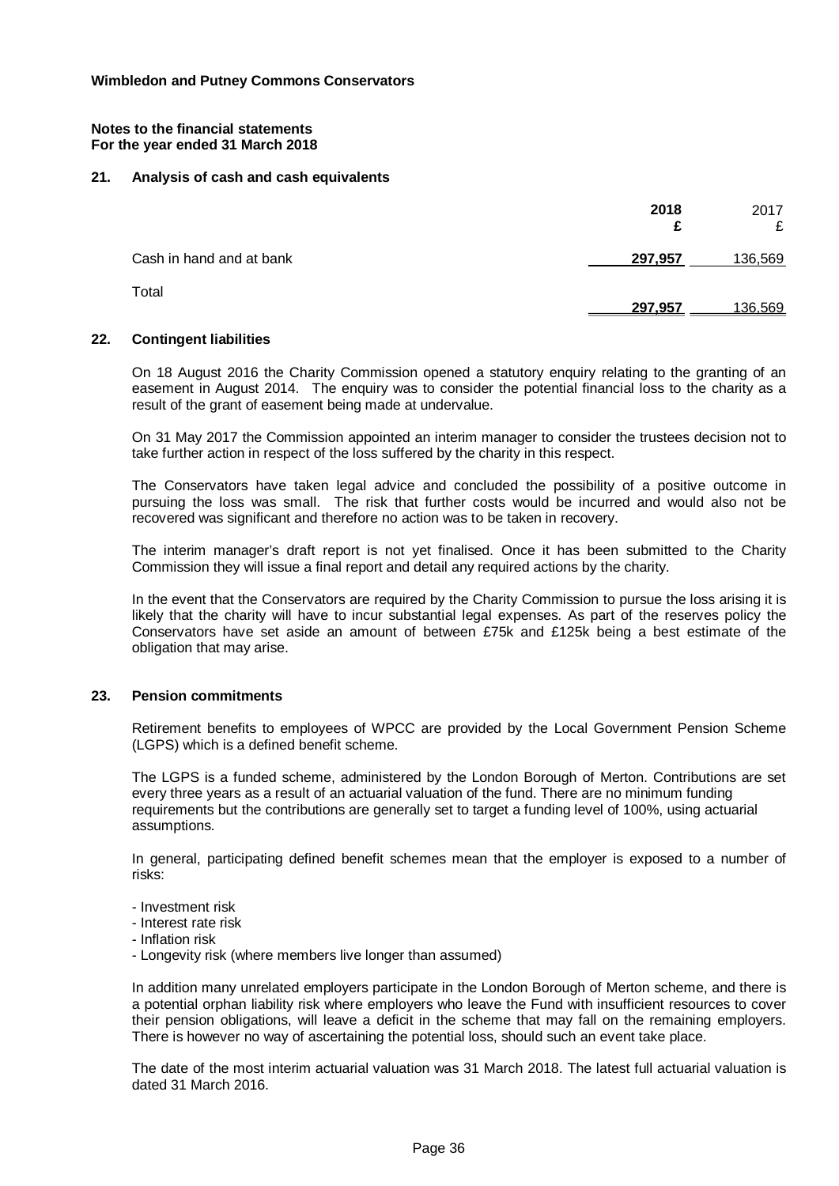**Wimbledon and Putney Commons Conservators**

**Notes to the financial statements**
**For the year ended 31 March 2018**

## 21. Analysis of cash and cash equivalents

| | **2018** **£** | 2017 £ |
|---|---|---|
| Cash in hand and at bank | **297,957** | 136,569 |
| Total | **297,957** | 136,569 |

## 22. Contingent liabilities

On 18 August 2016 the Charity Commission opened a statutory enquiry relating to the granting of an easement in August 2014. The enquiry was to consider the potential financial loss to the charity as a result of the grant of easement being made at undervalue.

On 31 May 2017 the Commission appointed an interim manager to consider the trustees decision not to take further action in respect of the loss suffered by the charity in this respect.

The Conservators have taken legal advice and concluded the possibility of a positive outcome in pursuing the loss was small. The risk that further costs would be incurred and would also not be recovered was significant and therefore no action was to be taken in recovery.

The interim manager's draft report is not yet finalised. Once it has been submitted to the Charity Commission they will issue a final report and detail any required actions by the charity.

In the event that the Conservators are required by the Charity Commission to pursue the loss arising it is likely that the charity will have to incur substantial legal expenses. As part of the reserves policy the Conservators have set aside an amount of between £75k and £125k being a best estimate of the obligation that may arise.

## 23. Pension commitments

Retirement benefits to employees of WPCC are provided by the Local Government Pension Scheme (LGPS) which is a defined benefit scheme.

The LGPS is a funded scheme, administered by the London Borough of Merton. Contributions are set every three years as a result of an actuarial valuation of the fund. There are no minimum funding requirements but the contributions are generally set to target a funding level of 100%, using actuarial assumptions.

In general, participating defined benefit schemes mean that the employer is exposed to a number of risks:

- Investment risk
- Interest rate risk
- Inflation risk
- Longevity risk (where members live longer than assumed)

In addition many unrelated employers participate in the London Borough of Merton scheme, and there is a potential orphan liability risk where employers who leave the Fund with insufficient resources to cover their pension obligations, will leave a deficit in the scheme that may fall on the remaining employers. There is however no way of ascertaining the potential loss, should such an event take place.

The date of the most interim actuarial valuation was 31 March 2018. The latest full actuarial valuation is dated 31 March 2016.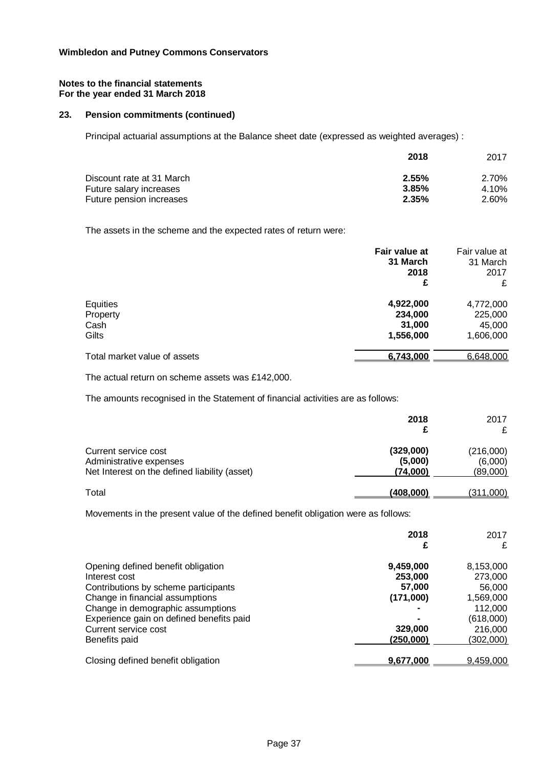**Wimbledon and Putney Commons Conservators**

**Notes to the financial statements**
**For the year ended 31 March 2018**

### 23. Pension commitments (continued)

Principal actuarial assumptions at the Balance sheet date (expressed as weighted averages) :

| | **2018** | 2017 |
|---|---|---|
| Discount rate at 31 March | **2.55%** | 2.70% |
| Future salary increases | **3.85%** | 4.10% |
| Future pension increases | **2.35%** | 2.60% |

The assets in the scheme and the expected rates of return were:

| | **Fair value at 31 March 2018 £** | Fair value at 31 March 2017 £ |
|---|---|---|
| Equities | **4,922,000** | 4,772,000 |
| Property | **234,000** | 225,000 |
| Cash | **31,000** | 45,000 |
| Gilts | **1,556,000** | 1,606,000 |
| Total market value of assets | **6,743,000** | 6,648,000 |

The actual return on scheme assets was £142,000.

The amounts recognised in the Statement of financial activities are as follows:

| | **2018 £** | 2017 £ |
|---|---|---|
| Current service cost | **(329,000)** | (216,000) |
| Administrative expenses | **(5,000)** | (6,000) |
| Net Interest on the defined liability (asset) | **(74,000)** | (89,000) |
| Total | **(408,000)** | (311,000) |

Movements in the present value of the defined benefit obligation were as follows:

| | **2018 £** | 2017 £ |
|---|---|---|
| Opening defined benefit obligation | **9,459,000** | 8,153,000 |
| Interest cost | **253,000** | 273,000 |
| Contributions by scheme participants | **57,000** | 56,000 |
| Change in financial assumptions | **(171,000)** | 1,569,000 |
| Change in demographic assumptions | **-** | 112,000 |
| Experience gain on defined benefits paid | **-** | (618,000) |
| Current service cost | **329,000** | 216,000 |
| Benefits paid | **(250,000)** | (302,000) |
| Closing defined benefit obligation | **9,677,000** | 9,459,000 |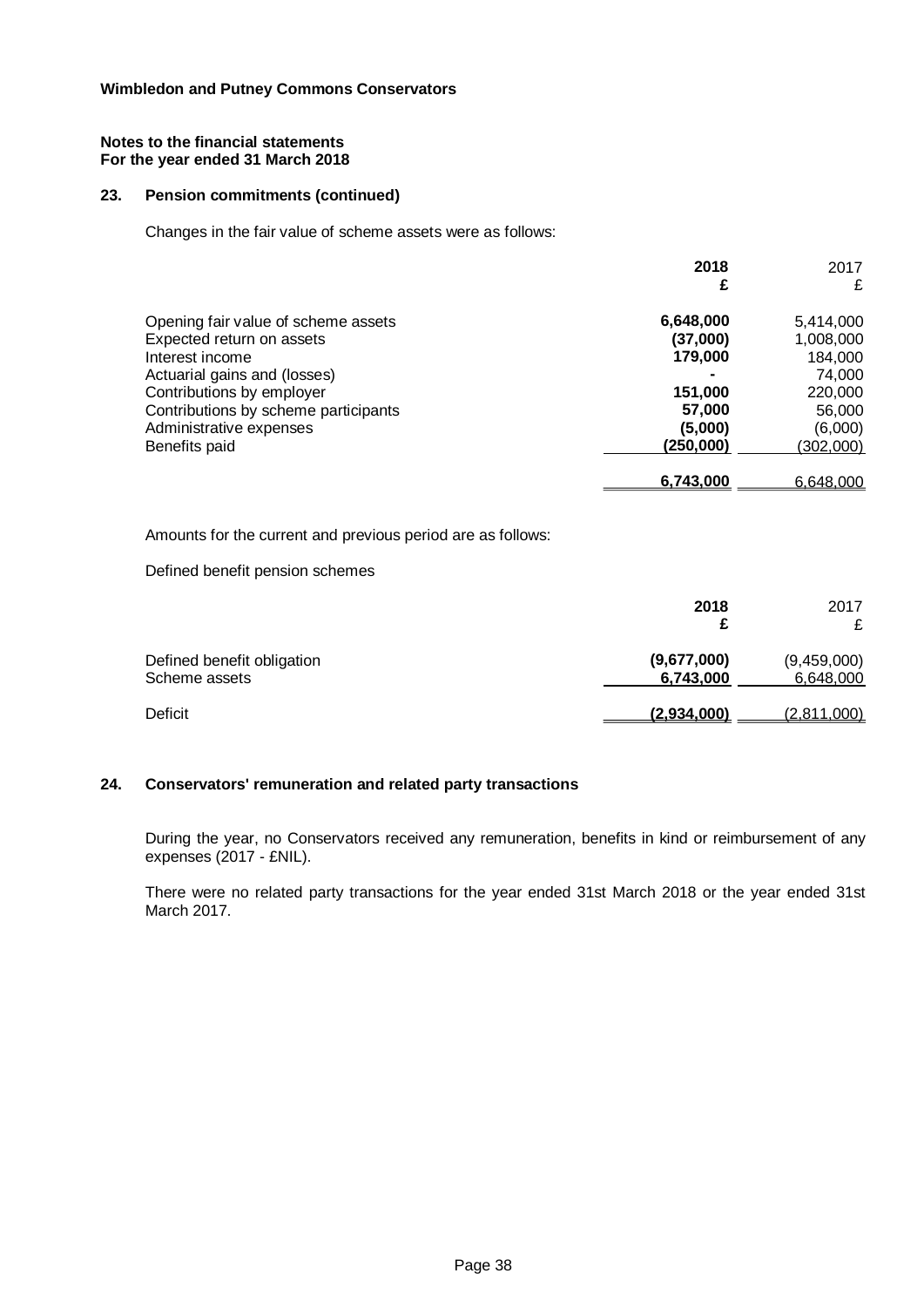**Wimbledon and Putney Commons Conservators**

**Notes to the financial statements**
**For the year ended 31 March 2018**

### 23. Pension commitments (continued)

Changes in the fair value of scheme assets were as follows:

| | **2018** **£** | 2017 £ |
|---|---|---|
| Opening fair value of scheme assets | **6,648,000** | 5,414,000 |
| Expected return on assets | **(37,000)** | 1,008,000 |
| Interest income | **179,000** | 184,000 |
| Actuarial gains and (losses) | **-** | 74,000 |
| Contributions by employer | **151,000** | 220,000 |
| Contributions by scheme participants | **57,000** | 56,000 |
| Administrative expenses | **(5,000)** | (6,000) |
| Benefits paid | **(250,000)** | (302,000) |
| | **6,743,000** | 6,648,000 |

Amounts for the current and previous period are as follows:

Defined benefit pension schemes

| | **2018** **£** | 2017 £ |
|---|---|---|
| Defined benefit obligation | **(9,677,000)** | (9,459,000) |
| Scheme assets | **6,743,000** | 6,648,000 |
| Deficit | **(2,934,000)** | (2,811,000) |

### 24. Conservators' remuneration and related party transactions

During the year, no Conservators received any remuneration, benefits in kind or reimbursement of any expenses (2017 - £NIL).

There were no related party transactions for the year ended 31st March 2018 or the year ended 31st March 2017.